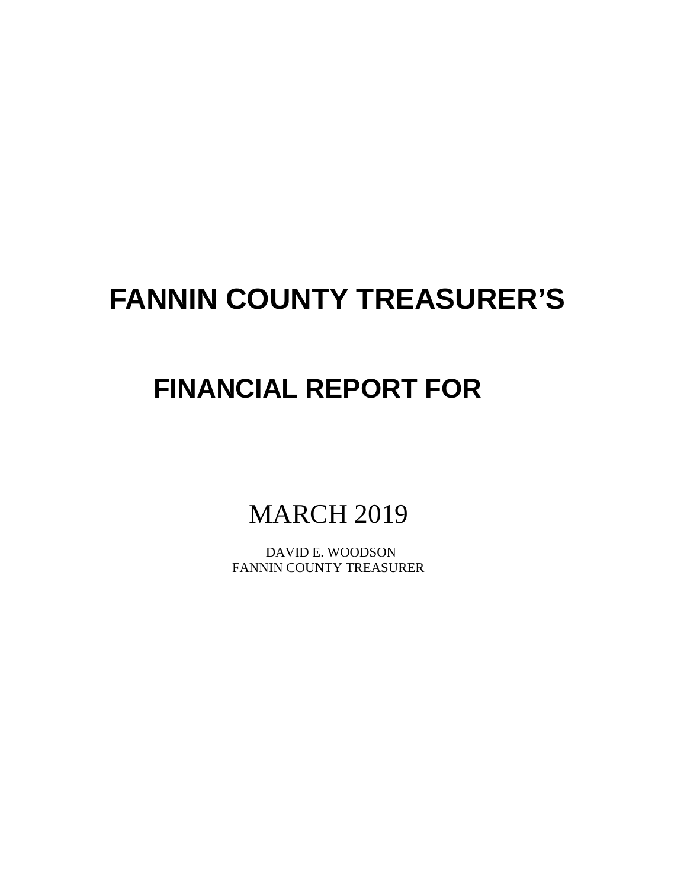# FANNIN COUNTY TREASURER'S

## FINANCIAL REPORT FOR

MARCH 2019

DAVID E. WOODSON
FANNIN COUNTY TREASURER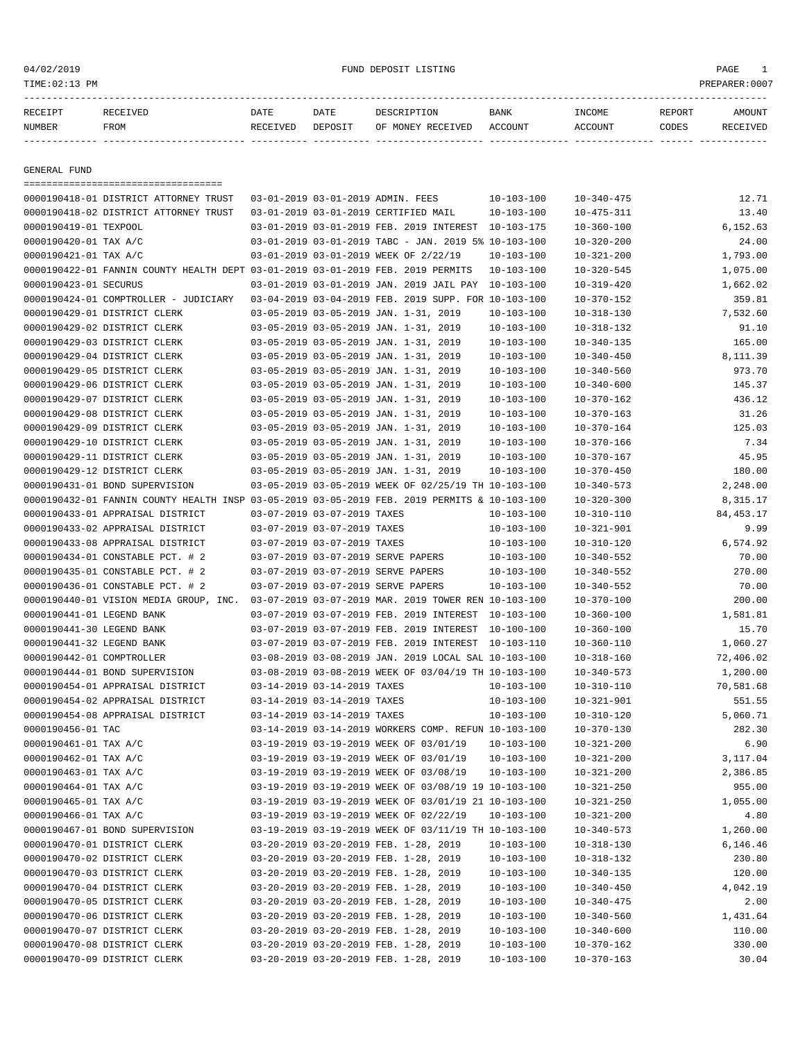04/02/2019 FUND DEPOSIT LISTING

TIME:02:13 PM PREPARER:0007

| RECEIPT NUMBER | RECEIVED FROM | DATE RECEIVED | DATE DEPOSIT | DESCRIPTION OF MONEY RECEIVED | BANK ACCOUNT | INCOME ACCOUNT | REPORT CODES | AMOUNT RECEIVED |
|---|---|---|---|---|---|---|---|---|

## GENERAL FUND

| RECEIPT NUMBER | RECEIVED FROM | DATE RECEIVED | DATE DEPOSIT | DESCRIPTION OF MONEY RECEIVED | BANK ACCOUNT | INCOME ACCOUNT | REPORT CODES | AMOUNT RECEIVED |
|---|---|---|---|---|---|---|---|---|
| 0000190418-01 | DISTRICT ATTORNEY TRUST | 03-01-2019 | 03-01-2019 | ADMIN. FEES | 10-103-100 | 10-340-475 | | 12.71 |
| 0000190418-02 | DISTRICT ATTORNEY TRUST | 03-01-2019 | 03-01-2019 | CERTIFIED MAIL | 10-103-100 | 10-475-311 | | 13.40 |
| 0000190419-01 | TEXPOOL | 03-01-2019 | 03-01-2019 | FEB. 2019 INTEREST | 10-103-175 | 10-360-100 | | 6,152.63 |
| 0000190420-01 | TAX A/C | 03-01-2019 | 03-01-2019 | TABC - JAN. 2019 5% | 10-103-100 | 10-320-200 | | 24.00 |
| 0000190421-01 | TAX A/C | 03-01-2019 | 03-01-2019 | WEEK OF 2/22/19 | 10-103-100 | 10-321-200 | | 1,793.00 |
| 0000190422-01 | FANNIN COUNTY HEALTH DEPT | 03-01-2019 | 03-01-2019 | FEB. 2019 PERMITS | 10-103-100 | 10-320-545 | | 1,075.00 |
| 0000190423-01 | SECURUS | 03-01-2019 | 03-01-2019 | JAN. 2019 JAIL PAY | 10-103-100 | 10-319-420 | | 1,662.02 |
| 0000190424-01 | COMPTROLLER - JUDICIARY | 03-04-2019 | 03-04-2019 | FEB. 2019 SUPP. FOR | 10-103-100 | 10-370-152 | | 359.81 |
| 0000190429-01 | DISTRICT CLERK | 03-05-2019 | 03-05-2019 | JAN. 1-31, 2019 | 10-103-100 | 10-318-130 | | 7,532.60 |
| 0000190429-02 | DISTRICT CLERK | 03-05-2019 | 03-05-2019 | JAN. 1-31, 2019 | 10-103-100 | 10-318-132 | | 91.10 |
| 0000190429-03 | DISTRICT CLERK | 03-05-2019 | 03-05-2019 | JAN. 1-31, 2019 | 10-103-100 | 10-340-135 | | 165.00 |
| 0000190429-04 | DISTRICT CLERK | 03-05-2019 | 03-05-2019 | JAN. 1-31, 2019 | 10-103-100 | 10-340-450 | | 8,111.39 |
| 0000190429-05 | DISTRICT CLERK | 03-05-2019 | 03-05-2019 | JAN. 1-31, 2019 | 10-103-100 | 10-340-560 | | 973.70 |
| 0000190429-06 | DISTRICT CLERK | 03-05-2019 | 03-05-2019 | JAN. 1-31, 2019 | 10-103-100 | 10-340-600 | | 145.37 |
| 0000190429-07 | DISTRICT CLERK | 03-05-2019 | 03-05-2019 | JAN. 1-31, 2019 | 10-103-100 | 10-370-162 | | 436.12 |
| 0000190429-08 | DISTRICT CLERK | 03-05-2019 | 03-05-2019 | JAN. 1-31, 2019 | 10-103-100 | 10-370-163 | | 31.26 |
| 0000190429-09 | DISTRICT CLERK | 03-05-2019 | 03-05-2019 | JAN. 1-31, 2019 | 10-103-100 | 10-370-164 | | 125.03 |
| 0000190429-10 | DISTRICT CLERK | 03-05-2019 | 03-05-2019 | JAN. 1-31, 2019 | 10-103-100 | 10-370-166 | | 7.34 |
| 0000190429-11 | DISTRICT CLERK | 03-05-2019 | 03-05-2019 | JAN. 1-31, 2019 | 10-103-100 | 10-370-167 | | 45.95 |
| 0000190429-12 | DISTRICT CLERK | 03-05-2019 | 03-05-2019 | JAN. 1-31, 2019 | 10-103-100 | 10-370-450 | | 180.00 |
| 0000190431-01 | BOND SUPERVISION | 03-05-2019 | 03-05-2019 | WEEK OF 02/25/19 TH | 10-103-100 | 10-340-573 | | 2,248.00 |
| 0000190432-01 | FANNIN COUNTY HEALTH INSP | 03-05-2019 | 03-05-2019 | FEB. 2019 PERMITS & | 10-103-100 | 10-320-300 | | 8,315.17 |
| 0000190433-01 | APPRAISAL DISTRICT | 03-07-2019 | 03-07-2019 | TAXES | 10-103-100 | 10-310-110 | | 84,453.17 |
| 0000190433-02 | APPRAISAL DISTRICT | 03-07-2019 | 03-07-2019 | TAXES | 10-103-100 | 10-321-901 | | 9.99 |
| 0000190433-08 | APPRAISAL DISTRICT | 03-07-2019 | 03-07-2019 | TAXES | 10-103-100 | 10-310-120 | | 6,574.92 |
| 0000190434-01 | CONSTABLE PCT. # 2 | 03-07-2019 | 03-07-2019 | SERVE PAPERS | 10-103-100 | 10-340-552 | | 70.00 |
| 0000190435-01 | CONSTABLE PCT. # 2 | 03-07-2019 | 03-07-2019 | SERVE PAPERS | 10-103-100 | 10-340-552 | | 270.00 |
| 0000190436-01 | CONSTABLE PCT. # 2 | 03-07-2019 | 03-07-2019 | SERVE PAPERS | 10-103-100 | 10-340-552 | | 70.00 |
| 0000190440-01 | VISION MEDIA GROUP, INC. | 03-07-2019 | 03-07-2019 | MAR. 2019 TOWER REN | 10-103-100 | 10-370-100 | | 200.00 |
| 0000190441-01 | LEGEND BANK | 03-07-2019 | 03-07-2019 | FEB. 2019 INTEREST | 10-103-100 | 10-360-100 | | 1,581.81 |
| 0000190441-30 | LEGEND BANK | 03-07-2019 | 03-07-2019 | FEB. 2019 INTEREST | 10-100-100 | 10-360-100 | | 15.70 |
| 0000190441-32 | LEGEND BANK | 03-07-2019 | 03-07-2019 | FEB. 2019 INTEREST | 10-103-110 | 10-360-110 | | 1,060.27 |
| 0000190442-01 | COMPTROLLER | 03-08-2019 | 03-08-2019 | JAN. 2019 LOCAL SAL | 10-103-100 | 10-318-160 | | 72,406.02 |
| 0000190444-01 | BOND SUPERVISION | 03-08-2019 | 03-08-2019 | WEEK OF 03/04/19 TH | 10-103-100 | 10-340-573 | | 1,200.00 |
| 0000190454-01 | APPRAISAL DISTRICT | 03-14-2019 | 03-14-2019 | TAXES | 10-103-100 | 10-310-110 | | 70,581.68 |
| 0000190454-02 | APPRAISAL DISTRICT | 03-14-2019 | 03-14-2019 | TAXES | 10-103-100 | 10-321-901 | | 551.55 |
| 0000190454-08 | APPRAISAL DISTRICT | 03-14-2019 | 03-14-2019 | TAXES | 10-103-100 | 10-310-120 | | 5,060.71 |
| 0000190456-01 | TAC | 03-14-2019 | 03-14-2019 | WORKERS COMP. REFUN | 10-103-100 | 10-370-130 | | 282.30 |
| 0000190461-01 | TAX A/C | 03-19-2019 | 03-19-2019 | WEEK OF 03/01/19 | 10-103-100 | 10-321-200 | | 6.90 |
| 0000190462-01 | TAX A/C | 03-19-2019 | 03-19-2019 | WEEK OF 03/01/19 | 10-103-100 | 10-321-200 | | 3,117.04 |
| 0000190463-01 | TAX A/C | 03-19-2019 | 03-19-2019 | WEEK OF 03/08/19 | 10-103-100 | 10-321-200 | | 2,386.85 |
| 0000190464-01 | TAX A/C | 03-19-2019 | 03-19-2019 | WEEK OF 03/08/19 19 | 10-103-100 | 10-321-250 | | 955.00 |
| 0000190465-01 | TAX A/C | 03-19-2019 | 03-19-2019 | WEEK OF 03/01/19 21 | 10-103-100 | 10-321-250 | | 1,055.00 |
| 0000190466-01 | TAX A/C | 03-19-2019 | 03-19-2019 | WEEK OF 02/22/19 | 10-103-100 | 10-321-200 | | 4.80 |
| 0000190467-01 | BOND SUPERVISION | 03-19-2019 | 03-19-2019 | WEEK OF 03/11/19 TH | 10-103-100 | 10-340-573 | | 1,260.00 |
| 0000190470-01 | DISTRICT CLERK | 03-20-2019 | 03-20-2019 | FEB. 1-28, 2019 | 10-103-100 | 10-318-130 | | 6,146.46 |
| 0000190470-02 | DISTRICT CLERK | 03-20-2019 | 03-20-2019 | FEB. 1-28, 2019 | 10-103-100 | 10-318-132 | | 230.80 |
| 0000190470-03 | DISTRICT CLERK | 03-20-2019 | 03-20-2019 | FEB. 1-28, 2019 | 10-103-100 | 10-340-135 | | 120.00 |
| 0000190470-04 | DISTRICT CLERK | 03-20-2019 | 03-20-2019 | FEB. 1-28, 2019 | 10-103-100 | 10-340-450 | | 4,042.19 |
| 0000190470-05 | DISTRICT CLERK | 03-20-2019 | 03-20-2019 | FEB. 1-28, 2019 | 10-103-100 | 10-340-475 | | 2.00 |
| 0000190470-06 | DISTRICT CLERK | 03-20-2019 | 03-20-2019 | FEB. 1-28, 2019 | 10-103-100 | 10-340-560 | | 1,431.64 |
| 0000190470-07 | DISTRICT CLERK | 03-20-2019 | 03-20-2019 | FEB. 1-28, 2019 | 10-103-100 | 10-340-600 | | 110.00 |
| 0000190470-08 | DISTRICT CLERK | 03-20-2019 | 03-20-2019 | FEB. 1-28, 2019 | 10-103-100 | 10-370-162 | | 330.00 |
| 0000190470-09 | DISTRICT CLERK | 03-20-2019 | 03-20-2019 | FEB. 1-28, 2019 | 10-103-100 | 10-370-163 | | 30.04 |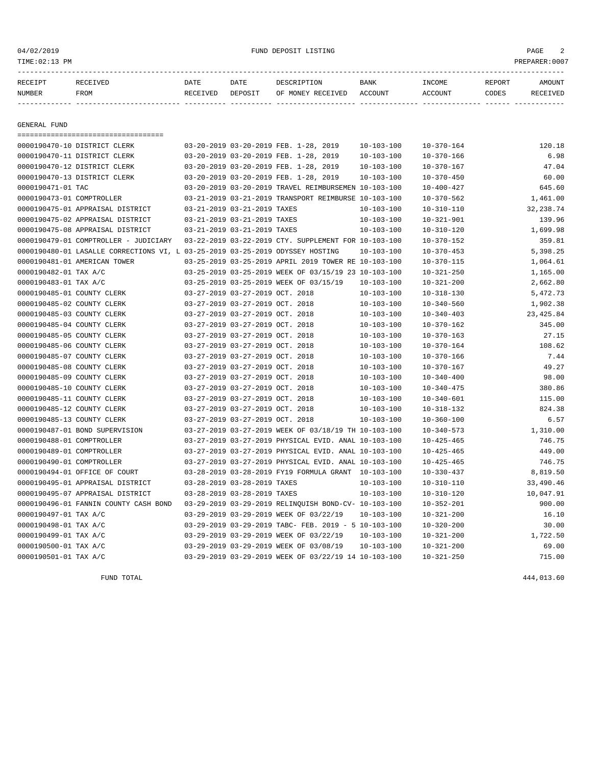04/02/2019 FUND DEPOSIT LISTING

TIME:02:13 PM PREPARER:0007

## GENERAL FUND

| RECEIPT NUMBER | RECEIVED FROM | DATE RECEIVED | DATE DEPOSIT | DESCRIPTION OF MONEY RECEIVED | BANK ACCOUNT | INCOME ACCOUNT | REPORT CODES | AMOUNT RECEIVED |
|---|---|---|---|---|---|---|---|---|
| 0000190470-10 | DISTRICT CLERK | 03-20-2019 | 03-20-2019 | FEB. 1-28, 2019 | 10-103-100 | 10-370-164 | | 120.18 |
| 0000190470-11 | DISTRICT CLERK | 03-20-2019 | 03-20-2019 | FEB. 1-28, 2019 | 10-103-100 | 10-370-166 | | 6.98 |
| 0000190470-12 | DISTRICT CLERK | 03-20-2019 | 03-20-2019 | FEB. 1-28, 2019 | 10-103-100 | 10-370-167 | | 47.04 |
| 0000190470-13 | DISTRICT CLERK | 03-20-2019 | 03-20-2019 | FEB. 1-28, 2019 | 10-103-100 | 10-370-450 | | 60.00 |
| 0000190471-01 | TAC | 03-20-2019 | 03-20-2019 | TRAVEL REIMBURSEMEN | 10-103-100 | 10-400-427 | | 645.60 |
| 0000190473-01 | COMPTROLLER | 03-21-2019 | 03-21-2019 | TRANSPORT REIMBURSE | 10-103-100 | 10-370-562 | | 1,461.00 |
| 0000190475-01 | APPRAISAL DISTRICT | 03-21-2019 | 03-21-2019 | TAXES | 10-103-100 | 10-310-110 | | 32,238.74 |
| 0000190475-02 | APPRAISAL DISTRICT | 03-21-2019 | 03-21-2019 | TAXES | 10-103-100 | 10-321-901 | | 139.96 |
| 0000190475-08 | APPRAISAL DISTRICT | 03-21-2019 | 03-21-2019 | TAXES | 10-103-100 | 10-310-120 | | 1,699.98 |
| 0000190479-01 | COMPTROLLER - JUDICIARY | 03-22-2019 | 03-22-2019 | CTY. SUPPLEMENT FOR | 10-103-100 | 10-370-152 | | 359.81 |
| 0000190480-01 | LASALLE CORRECTIONS VI, L | 03-25-2019 | 03-25-2019 | ODYSSEY HOSTING | 10-103-100 | 10-370-453 | | 5,398.25 |
| 0000190481-01 | AMERICAN TOWER | 03-25-2019 | 03-25-2019 | APRIL 2019 TOWER RE | 10-103-100 | 10-370-115 | | 1,064.61 |
| 0000190482-01 | TAX A/C | 03-25-2019 | 03-25-2019 | WEEK OF 03/15/19 23 | 10-103-100 | 10-321-250 | | 1,165.00 |
| 0000190483-01 | TAX A/C | 03-25-2019 | 03-25-2019 | WEEK OF 03/15/19 | 10-103-100 | 10-321-200 | | 2,662.80 |
| 0000190485-01 | COUNTY CLERK | 03-27-2019 | 03-27-2019 | OCT. 2018 | 10-103-100 | 10-318-130 | | 5,472.73 |
| 0000190485-02 | COUNTY CLERK | 03-27-2019 | 03-27-2019 | OCT. 2018 | 10-103-100 | 10-340-560 | | 1,902.38 |
| 0000190485-03 | COUNTY CLERK | 03-27-2019 | 03-27-2019 | OCT. 2018 | 10-103-100 | 10-340-403 | | 23,425.84 |
| 0000190485-04 | COUNTY CLERK | 03-27-2019 | 03-27-2019 | OCT. 2018 | 10-103-100 | 10-370-162 | | 345.00 |
| 0000190485-05 | COUNTY CLERK | 03-27-2019 | 03-27-2019 | OCT. 2018 | 10-103-100 | 10-370-163 | | 27.15 |
| 0000190485-06 | COUNTY CLERK | 03-27-2019 | 03-27-2019 | OCT. 2018 | 10-103-100 | 10-370-164 | | 108.62 |
| 0000190485-07 | COUNTY CLERK | 03-27-2019 | 03-27-2019 | OCT. 2018 | 10-103-100 | 10-370-166 | | 7.44 |
| 0000190485-08 | COUNTY CLERK | 03-27-2019 | 03-27-2019 | OCT. 2018 | 10-103-100 | 10-370-167 | | 49.27 |
| 0000190485-09 | COUNTY CLERK | 03-27-2019 | 03-27-2019 | OCT. 2018 | 10-103-100 | 10-340-400 | | 98.00 |
| 0000190485-10 | COUNTY CLERK | 03-27-2019 | 03-27-2019 | OCT. 2018 | 10-103-100 | 10-340-475 | | 380.86 |
| 0000190485-11 | COUNTY CLERK | 03-27-2019 | 03-27-2019 | OCT. 2018 | 10-103-100 | 10-340-601 | | 115.00 |
| 0000190485-12 | COUNTY CLERK | 03-27-2019 | 03-27-2019 | OCT. 2018 | 10-103-100 | 10-318-132 | | 824.38 |
| 0000190485-13 | COUNTY CLERK | 03-27-2019 | 03-27-2019 | OCT. 2018 | 10-103-100 | 10-360-100 | | 6.57 |
| 0000190487-01 | BOND SUPERVISION | 03-27-2019 | 03-27-2019 | WEEK OF 03/18/19 TH | 10-103-100 | 10-340-573 | | 1,310.00 |
| 0000190488-01 | COMPTROLLER | 03-27-2019 | 03-27-2019 | PHYSICAL EVID. ANAL | 10-103-100 | 10-425-465 | | 746.75 |
| 0000190489-01 | COMPTROLLER | 03-27-2019 | 03-27-2019 | PHYSICAL EVID. ANAL | 10-103-100 | 10-425-465 | | 449.00 |
| 0000190490-01 | COMPTROLLER | 03-27-2019 | 03-27-2019 | PHYSICAL EVID. ANAL | 10-103-100 | 10-425-465 | | 746.75 |
| 0000190494-01 | OFFICE OF COURT | 03-28-2019 | 03-28-2019 | FY19 FORMULA GRANT | 10-103-100 | 10-330-437 | | 8,819.50 |
| 0000190495-01 | APPRAISAL DISTRICT | 03-28-2019 | 03-28-2019 | TAXES | 10-103-100 | 10-310-110 | | 33,490.46 |
| 0000190495-07 | APPRAISAL DISTRICT | 03-28-2019 | 03-28-2019 | TAXES | 10-103-100 | 10-310-120 | | 10,047.91 |
| 0000190496-01 | FANNIN COUNTY CASH BOND | 03-29-2019 | 03-29-2019 | RELINQUISH BOND-CV- | 10-103-100 | 10-352-201 | | 900.00 |
| 0000190497-01 | TAX A/C | 03-29-2019 | 03-29-2019 | WEEK OF 03/22/19 | 10-103-100 | 10-321-200 | | 16.10 |
| 0000190498-01 | TAX A/C | 03-29-2019 | 03-29-2019 | TABC- FEB. 2019 - 5 | 10-103-100 | 10-320-200 | | 30.00 |
| 0000190499-01 | TAX A/C | 03-29-2019 | 03-29-2019 | WEEK OF 03/22/19 | 10-103-100 | 10-321-200 | | 1,722.50 |
| 0000190500-01 | TAX A/C | 03-29-2019 | 03-29-2019 | WEEK OF 03/08/19 | 10-103-100 | 10-321-200 | | 69.00 |
| 0000190501-01 | TAX A/C | 03-29-2019 | 03-29-2019 | WEEK OF 03/22/19 14 | 10-103-100 | 10-321-250 | | 715.00 |

FUND TOTAL 444,013.60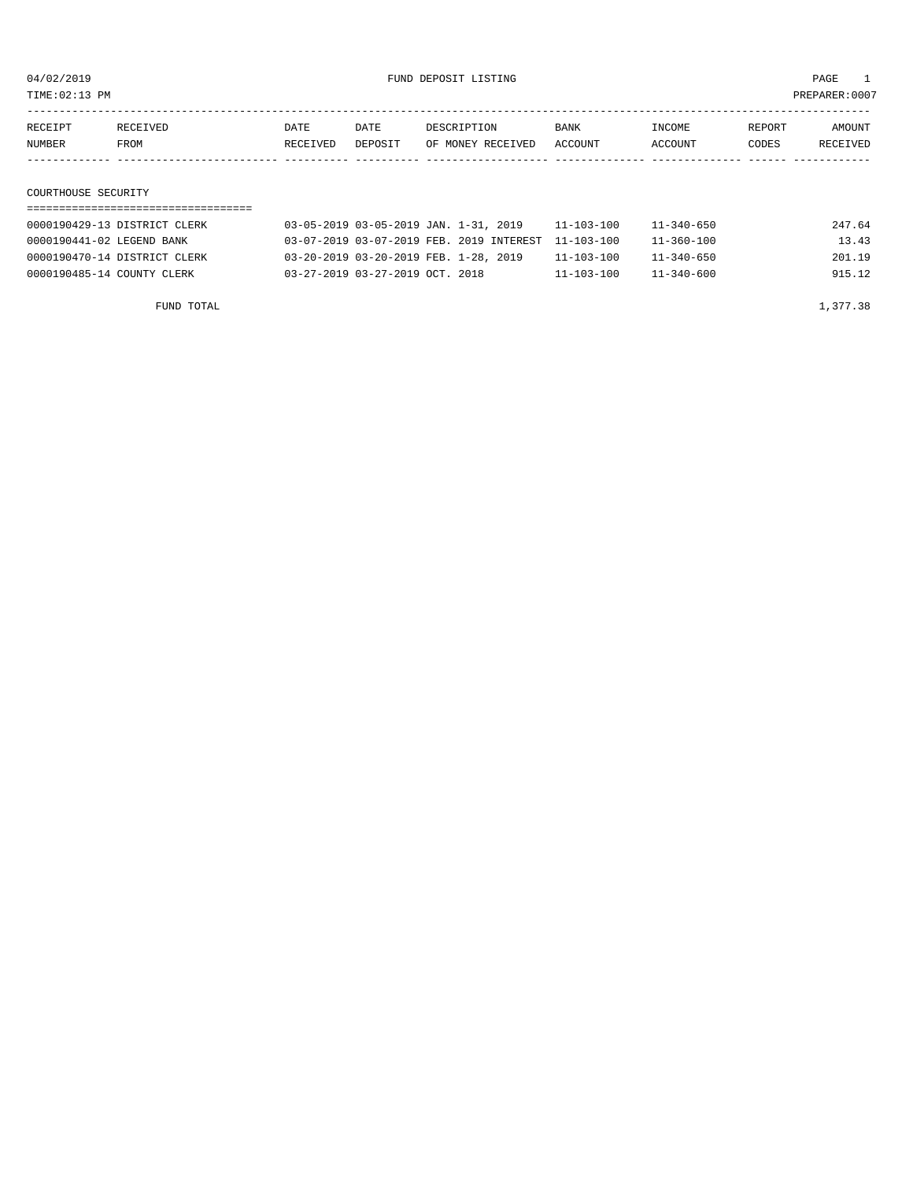04/02/2019 FUND DEPOSIT LISTING

TIME:02:13 PM PREPARER:0007

| RECEIPT NUMBER | RECEIVED FROM | DATE RECEIVED | DATE DEPOSIT | DESCRIPTION OF MONEY RECEIVED | BANK ACCOUNT | INCOME ACCOUNT | REPORT CODES | AMOUNT RECEIVED |
|---|---|---|---|---|---|---|---|---|

## COURTHOUSE SECURITY

| RECEIPT NUMBER | RECEIVED FROM | DATE RECEIVED | DATE DEPOSIT | DESCRIPTION OF MONEY RECEIVED | BANK ACCOUNT | INCOME ACCOUNT | REPORT CODES | AMOUNT RECEIVED |
|---|---|---|---|---|---|---|---|---|
| 0000190429-13 | DISTRICT CLERK | 03-05-2019 | 03-05-2019 | JAN. 1-31, 2019 | 11-103-100 | 11-340-650 | | 247.64 |
| 0000190441-02 | LEGEND BANK | 03-07-2019 | 03-07-2019 | FEB. 2019 INTEREST | 11-103-100 | 11-360-100 | | 13.43 |
| 0000190470-14 | DISTRICT CLERK | 03-20-2019 | 03-20-2019 | FEB. 1-28, 2019 | 11-103-100 | 11-340-650 | | 201.19 |
| 0000190485-14 | COUNTY CLERK | 03-27-2019 | 03-27-2019 | OCT. 2018 | 11-103-100 | 11-340-600 | | 915.12 |

FUND TOTAL 1,377.38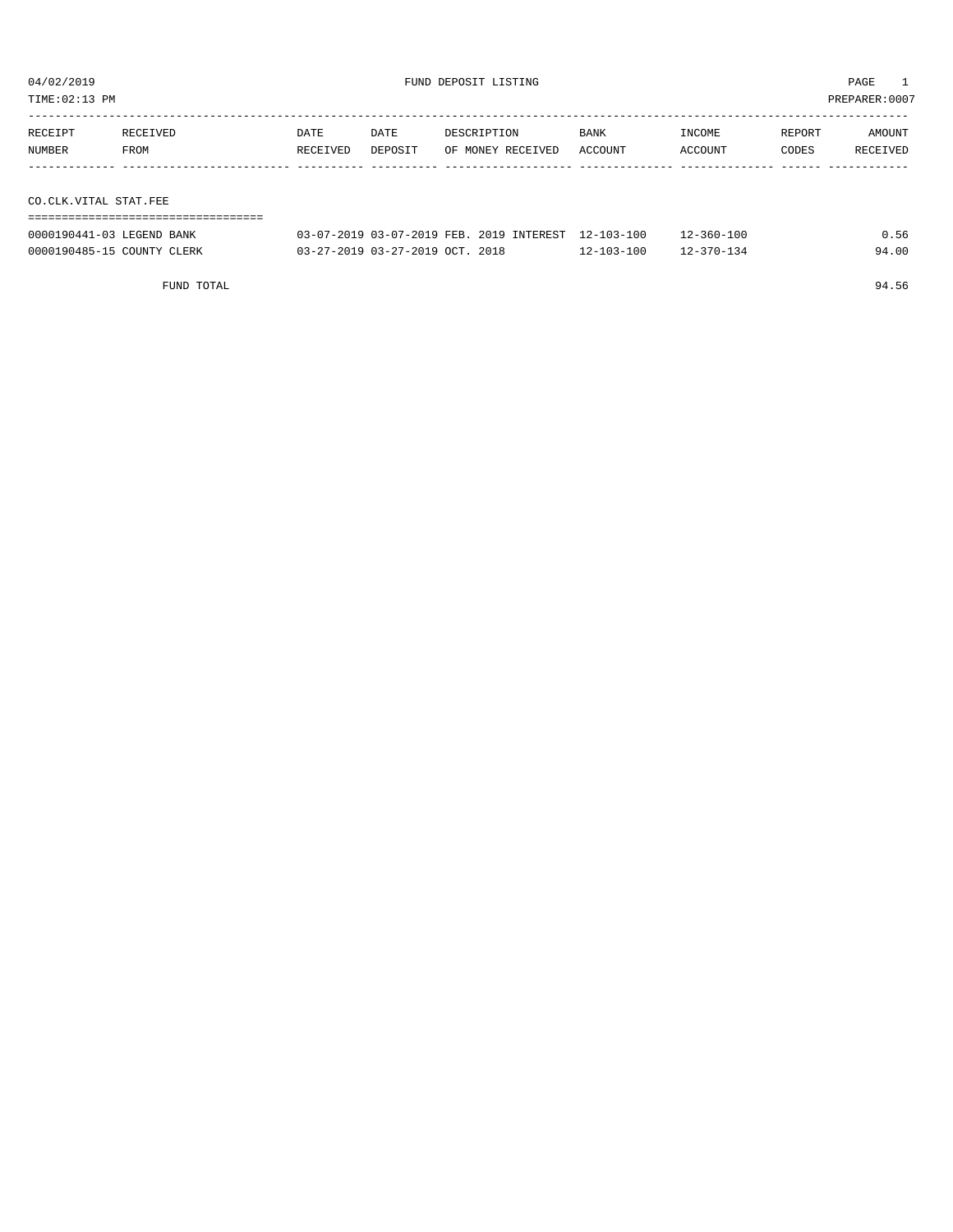04/02/2019 FUND DEPOSIT LISTING

TIME:02:13 PM PREPARER:0007

| RECEIPT NUMBER | RECEIVED FROM | DATE RECEIVED | DATE DEPOSIT | DESCRIPTION OF MONEY RECEIVED | BANK ACCOUNT | INCOME ACCOUNT | REPORT CODES | AMOUNT RECEIVED |
|---|---|---|---|---|---|---|---|---|

## CO.CLK.VITAL STAT.FEE

| RECEIPT NUMBER | RECEIVED FROM | DATE RECEIVED | DATE DEPOSIT | DESCRIPTION OF MONEY RECEIVED | BANK ACCOUNT | INCOME ACCOUNT | REPORT CODES | AMOUNT RECEIVED |
|---|---|---|---|---|---|---|---|---|
| 0000190441-03 | LEGEND BANK | 03-07-2019 | 03-07-2019 | FEB. 2019 INTEREST | 12-103-100 | 12-360-100 | | 0.56 |
| 0000190485-15 | COUNTY CLERK | 03-27-2019 | 03-27-2019 | OCT. 2018 | 12-103-100 | 12-370-134 | | 94.00 |
| | FUND TOTAL | | | | | | | 94.56 |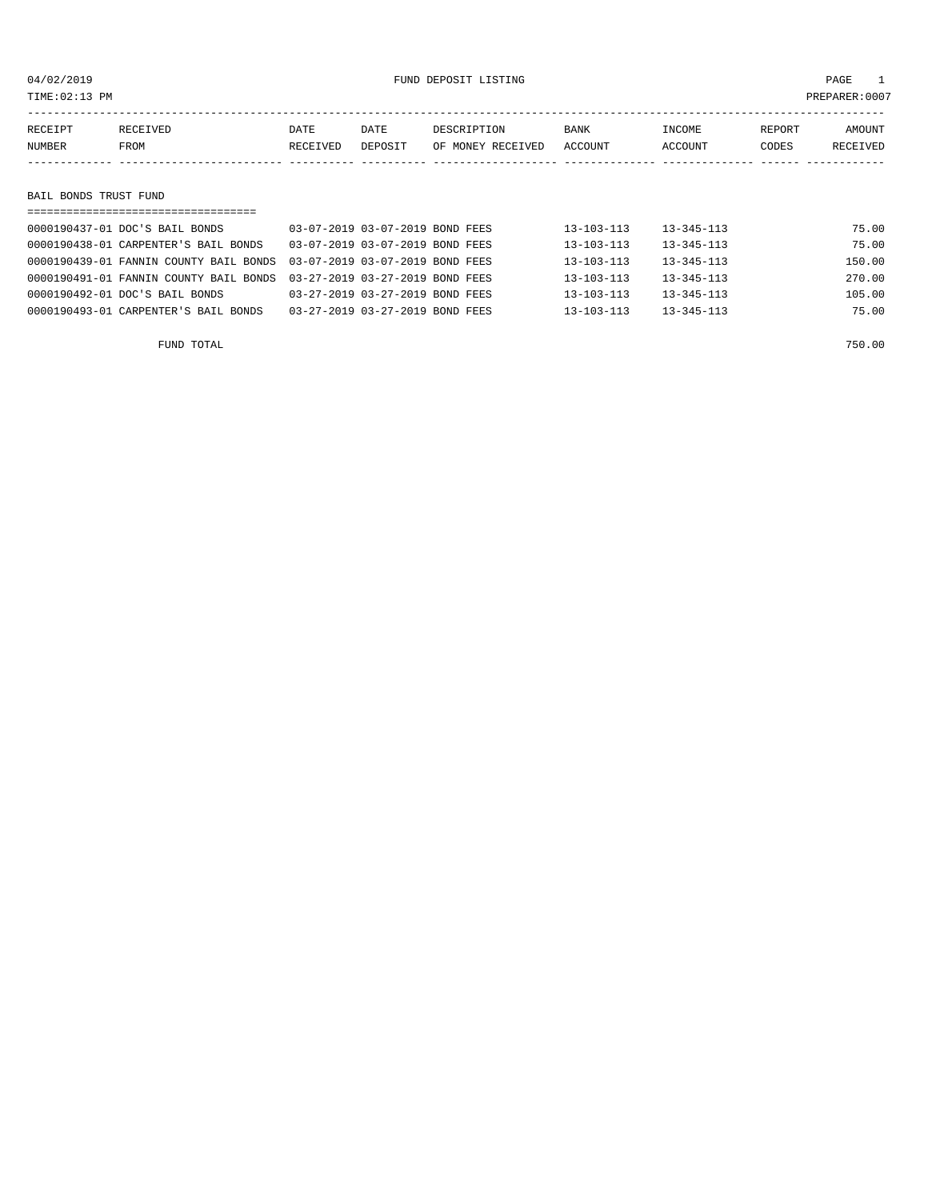04/02/2019 FUND DEPOSIT LISTING

TIME:02:13 PM PREPARER:0007

| RECEIPT NUMBER | RECEIVED FROM | DATE RECEIVED | DATE DEPOSIT | DESCRIPTION OF MONEY RECEIVED | BANK ACCOUNT | INCOME ACCOUNT | REPORT CODES | AMOUNT RECEIVED |
|---|---|---|---|---|---|---|---|---|

## BAIL BONDS TRUST FUND

| RECEIPT NUMBER | RECEIVED FROM | DATE RECEIVED | DATE DEPOSIT | DESCRIPTION OF MONEY RECEIVED | BANK ACCOUNT | INCOME ACCOUNT | REPORT CODES | AMOUNT RECEIVED |
|---|---|---|---|---|---|---|---|---|
| 0000190437-01 | DOC'S BAIL BONDS | 03-07-2019 | 03-07-2019 | BOND FEES | 13-103-113 | 13-345-113 | | 75.00 |
| 0000190438-01 | CARPENTER'S BAIL BONDS | 03-07-2019 | 03-07-2019 | BOND FEES | 13-103-113 | 13-345-113 | | 75.00 |
| 0000190439-01 | FANNIN COUNTY BAIL BONDS | 03-07-2019 | 03-07-2019 | BOND FEES | 13-103-113 | 13-345-113 | | 150.00 |
| 0000190491-01 | FANNIN COUNTY BAIL BONDS | 03-27-2019 | 03-27-2019 | BOND FEES | 13-103-113 | 13-345-113 | | 270.00 |
| 0000190492-01 | DOC'S BAIL BONDS | 03-27-2019 | 03-27-2019 | BOND FEES | 13-103-113 | 13-345-113 | | 105.00 |
| 0000190493-01 | CARPENTER'S BAIL BONDS | 03-27-2019 | 03-27-2019 | BOND FEES | 13-103-113 | 13-345-113 | | 75.00 |
| | FUND TOTAL | | | | | | | 750.00 |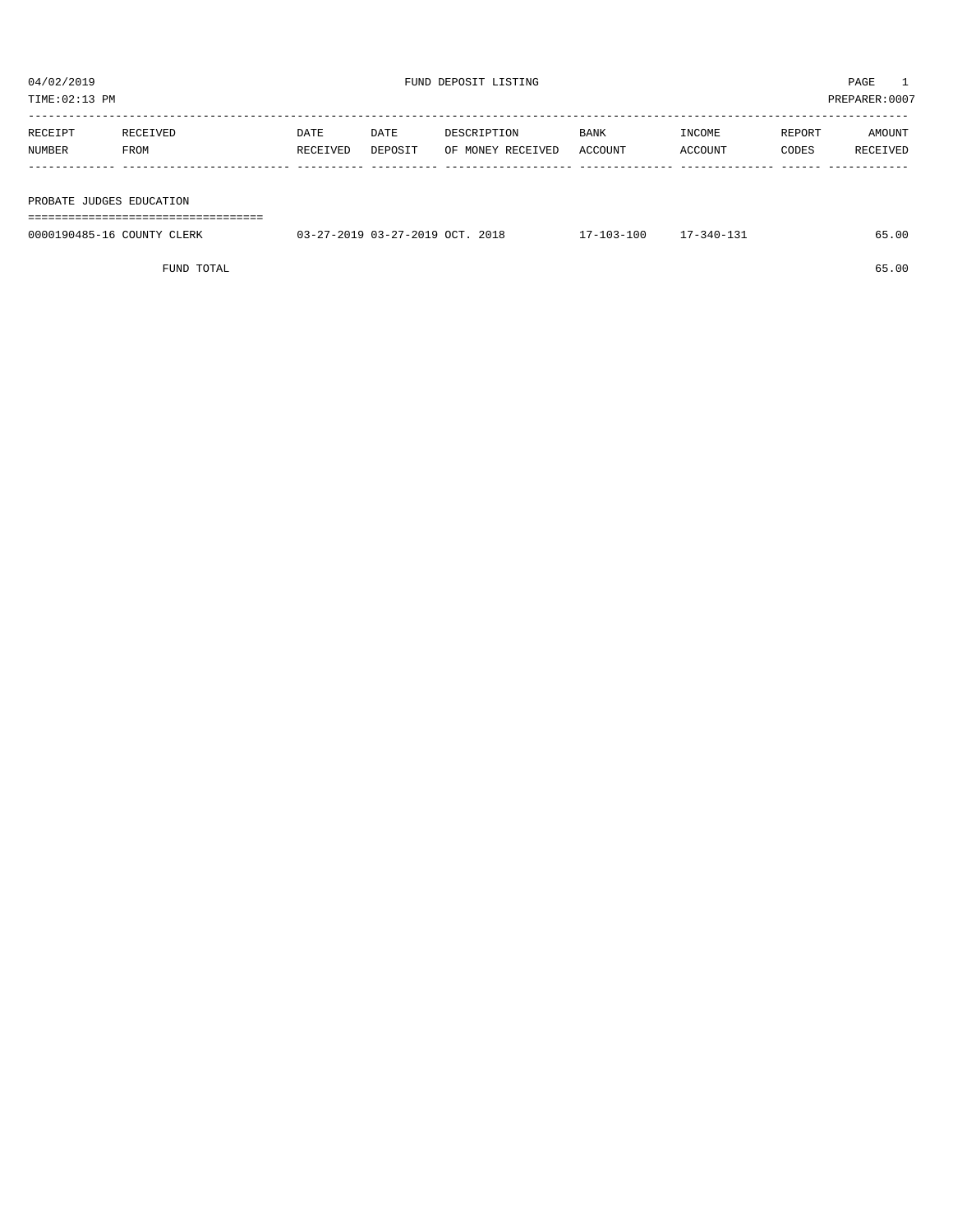04/02/2019 FUND DEPOSIT LISTING

TIME:02:13 PM PREPARER:0007

| RECEIPT NUMBER | RECEIVED FROM | DATE RECEIVED | DATE DEPOSIT | DESCRIPTION OF MONEY RECEIVED | BANK ACCOUNT | INCOME ACCOUNT | REPORT CODES | AMOUNT RECEIVED |
|---|---|---|---|---|---|---|---|---|
| **PROBATE JUDGES EDUCATION** | | | | | | | | |
| 0000190485-16 | COUNTY CLERK | 03-27-2019 | 03-27-2019 | OCT. 2018 | 17-103-100 | 17-340-131 | | 65.00 |
| | FUND TOTAL | | | | | | | 65.00 |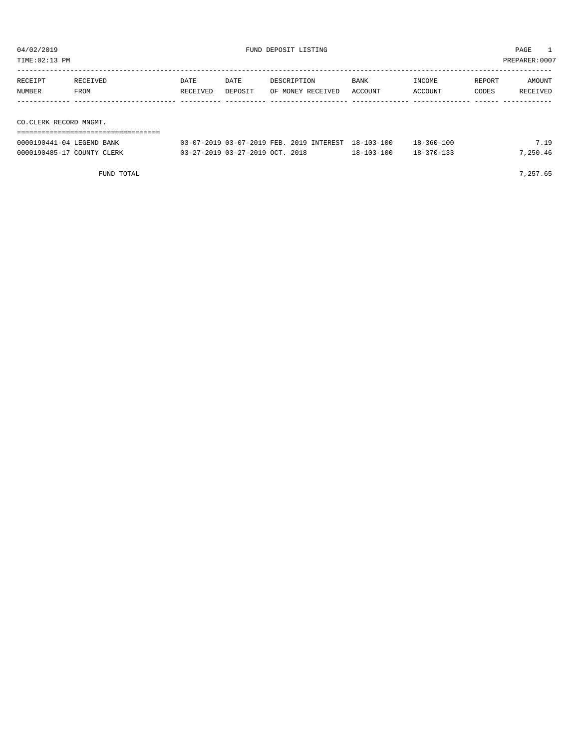FUND DEPOSIT LISTING

04/02/2019
TIME:02:13 PM
PREPARER:0007

| RECEIPT NUMBER | RECEIVED FROM | DATE RECEIVED | DATE DEPOSIT | DESCRIPTION OF MONEY RECEIVED | BANK ACCOUNT | INCOME ACCOUNT | REPORT CODES | AMOUNT RECEIVED |
|---|---|---|---|---|---|---|---|---|
| **CO.CLERK RECORD MNGMT.** | | | | | | | | |
| 0000190441-04 | LEGEND BANK | 03-07-2019 | 03-07-2019 | FEB. 2019 INTEREST | 18-103-100 | 18-360-100 | | 7.19 |
| 0000190485-17 | COUNTY CLERK | 03-27-2019 | 03-27-2019 | OCT. 2018 | 18-103-100 | 18-370-133 | | 7,250.46 |
| | FUND TOTAL | | | | | | | 7,257.65 |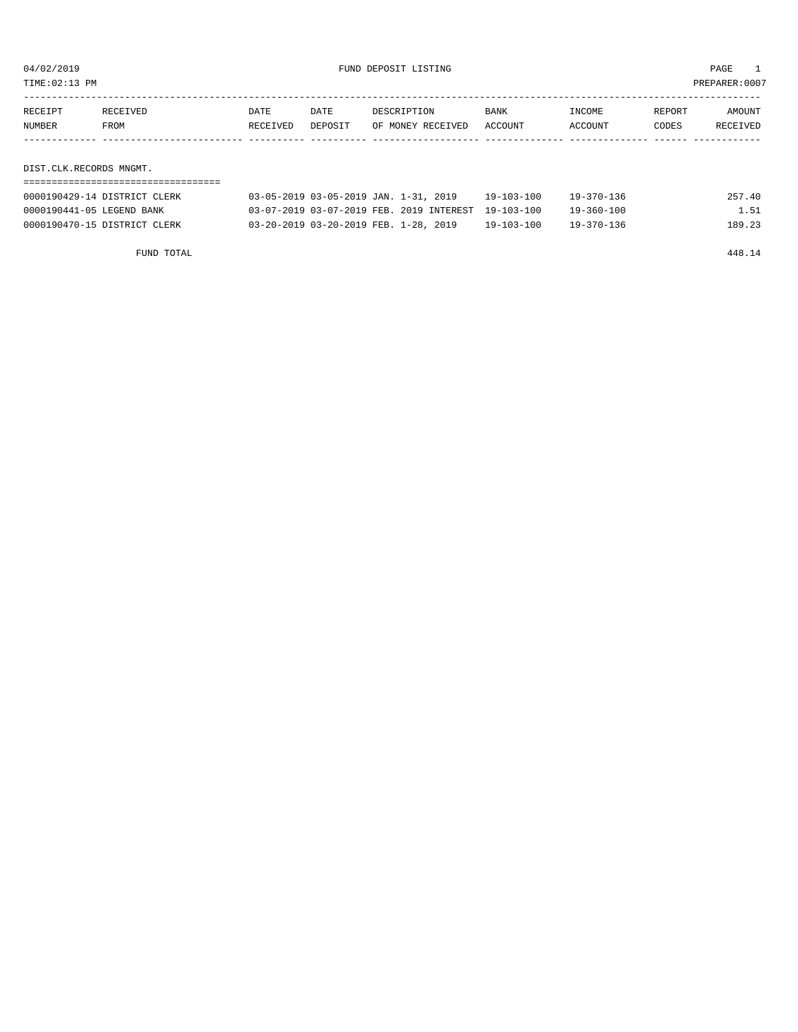04/02/2019 FUND DEPOSIT LISTING

TIME:02:13 PM PREPARER:0007

| RECEIPT NUMBER | RECEIVED FROM | DATE RECEIVED | DATE DEPOSIT | DESCRIPTION OF MONEY RECEIVED | BANK ACCOUNT | INCOME ACCOUNT | REPORT CODES | AMOUNT RECEIVED |
|---|---|---|---|---|---|---|---|---|
| **DIST.CLK.RECORDS MNGMT.** | | | | | | | | |
| 0000190429-14 | DISTRICT CLERK | 03-05-2019 | 03-05-2019 | JAN. 1-31, 2019 | 19-103-100 | 19-370-136 | | 257.40 |
| 0000190441-05 | LEGEND BANK | 03-07-2019 | 03-07-2019 | FEB. 2019 INTEREST | 19-103-100 | 19-360-100 | | 1.51 |
| 0000190470-15 | DISTRICT CLERK | 03-20-2019 | 03-20-2019 | FEB. 1-28, 2019 | 19-103-100 | 19-370-136 | | 189.23 |
| FUND TOTAL | | | | | | | | 448.14 |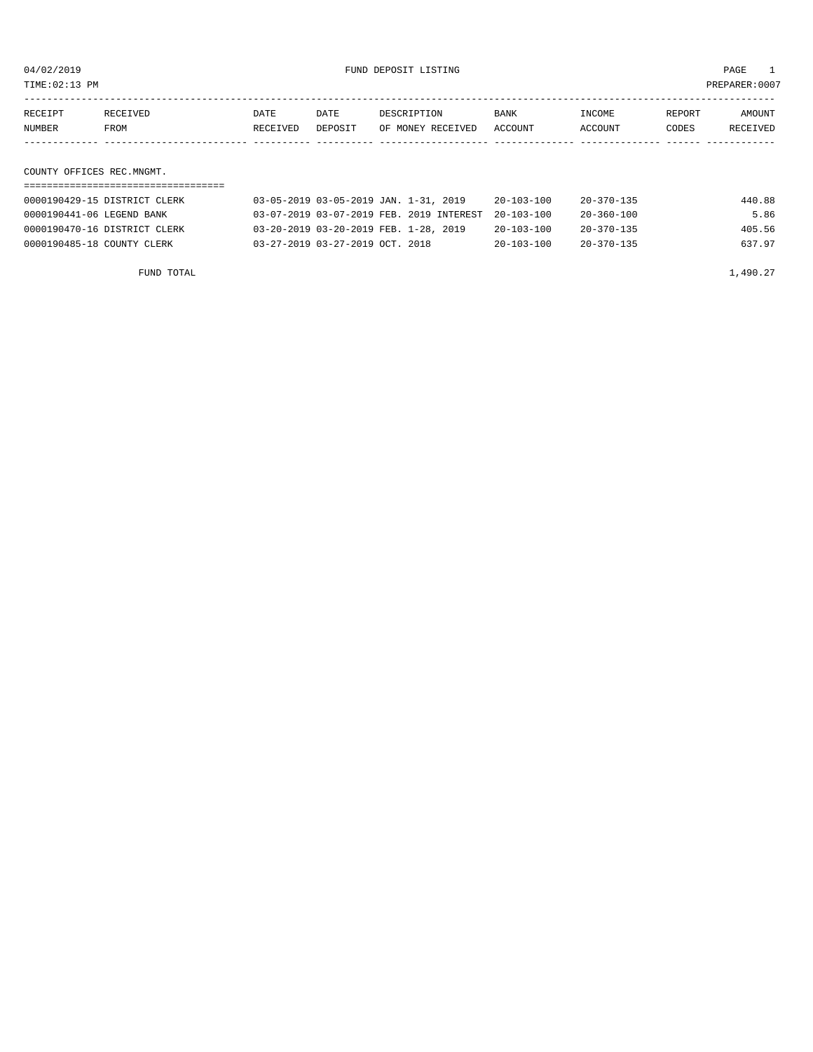04/02/2019 FUND DEPOSIT LISTING PAGE 1

TIME:02:13 PM PREPARER:0007

| RECEIPT NUMBER | RECEIVED FROM | DATE RECEIVED | DATE DEPOSIT | DESCRIPTION OF MONEY RECEIVED | BANK ACCOUNT | INCOME ACCOUNT | REPORT CODES | AMOUNT RECEIVED |
|---|---|---|---|---|---|---|---|---|

COUNTY OFFICES REC.MNGMT.

| RECEIPT NUMBER | RECEIVED FROM | DATE RECEIVED | DATE DEPOSIT | DESCRIPTION OF MONEY RECEIVED | BANK ACCOUNT | INCOME ACCOUNT | REPORT CODES | AMOUNT RECEIVED |
|---|---|---|---|---|---|---|---|---|
| 0000190429-15 | DISTRICT CLERK | 03-05-2019 | 03-05-2019 | JAN. 1-31, 2019 | 20-103-100 | 20-370-135 | | 440.88 |
| 0000190441-06 | LEGEND BANK | 03-07-2019 | 03-07-2019 | FEB. 2019 INTEREST | 20-103-100 | 20-360-100 | | 5.86 |
| 0000190470-16 | DISTRICT CLERK | 03-20-2019 | 03-20-2019 | FEB. 1-28, 2019 | 20-103-100 | 20-370-135 | | 405.56 |
| 0000190485-18 | COUNTY CLERK | 03-27-2019 | 03-27-2019 | OCT. 2018 | 20-103-100 | 20-370-135 | | 637.97 |
| | FUND TOTAL | | | | | | | 1,490.27 |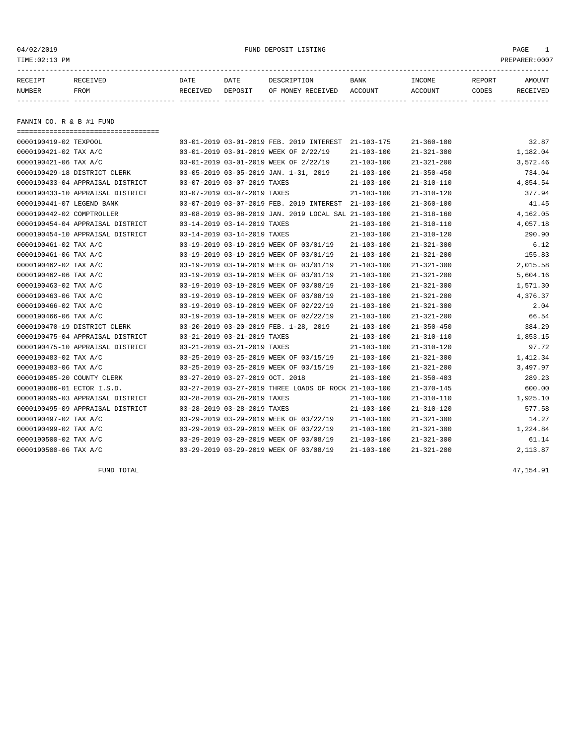FUND DEPOSIT LISTING

04/02/2019
TIME:02:13 PM
PREPARER:0007

| RECEIPT NUMBER | RECEIVED FROM | DATE RECEIVED | DATE DEPOSIT | DESCRIPTION OF MONEY RECEIVED | BANK ACCOUNT | INCOME ACCOUNT | REPORT CODES | AMOUNT RECEIVED |
|---|---|---|---|---|---|---|---|---|

## FANNIN CO. R & B #1 FUND

| RECEIPT NUMBER | RECEIVED FROM | DATE RECEIVED | DATE DEPOSIT | DESCRIPTION OF MONEY RECEIVED | BANK ACCOUNT | INCOME ACCOUNT | REPORT CODES | AMOUNT RECEIVED |
|---|---|---|---|---|---|---|---|---|
| 0000190419-02 | TEXPOOL | 03-01-2019 | 03-01-2019 | FEB. 2019 INTEREST | 21-103-175 | 21-360-100 | | 32.87 |
| 0000190421-02 | TAX A/C | 03-01-2019 | 03-01-2019 | WEEK OF 2/22/19 | 21-103-100 | 21-321-300 | | 1,182.04 |
| 0000190421-06 | TAX A/C | 03-01-2019 | 03-01-2019 | WEEK OF 2/22/19 | 21-103-100 | 21-321-200 | | 3,572.46 |
| 0000190429-18 | DISTRICT CLERK | 03-05-2019 | 03-05-2019 | JAN. 1-31, 2019 | 21-103-100 | 21-350-450 | | 734.04 |
| 0000190433-04 | APPRAISAL DISTRICT | 03-07-2019 | 03-07-2019 | TAXES | 21-103-100 | 21-310-110 | | 4,854.54 |
| 0000190433-10 | APPRAISAL DISTRICT | 03-07-2019 | 03-07-2019 | TAXES | 21-103-100 | 21-310-120 | | 377.94 |
| 0000190441-07 | LEGEND BANK | 03-07-2019 | 03-07-2019 | FEB. 2019 INTEREST | 21-103-100 | 21-360-100 | | 41.45 |
| 0000190442-02 | COMPTROLLER | 03-08-2019 | 03-08-2019 | JAN. 2019 LOCAL SAL | 21-103-100 | 21-318-160 | | 4,162.05 |
| 0000190454-04 | APPRAISAL DISTRICT | 03-14-2019 | 03-14-2019 | TAXES | 21-103-100 | 21-310-110 | | 4,057.18 |
| 0000190454-10 | APPRAISAL DISTRICT | 03-14-2019 | 03-14-2019 | TAXES | 21-103-100 | 21-310-120 | | 290.90 |
| 0000190461-02 | TAX A/C | 03-19-2019 | 03-19-2019 | WEEK OF 03/01/19 | 21-103-100 | 21-321-300 | | 6.12 |
| 0000190461-06 | TAX A/C | 03-19-2019 | 03-19-2019 | WEEK OF 03/01/19 | 21-103-100 | 21-321-200 | | 155.83 |
| 0000190462-02 | TAX A/C | 03-19-2019 | 03-19-2019 | WEEK OF 03/01/19 | 21-103-100 | 21-321-300 | | 2,015.58 |
| 0000190462-06 | TAX A/C | 03-19-2019 | 03-19-2019 | WEEK OF 03/01/19 | 21-103-100 | 21-321-200 | | 5,604.16 |
| 0000190463-02 | TAX A/C | 03-19-2019 | 03-19-2019 | WEEK OF 03/08/19 | 21-103-100 | 21-321-300 | | 1,571.30 |
| 0000190463-06 | TAX A/C | 03-19-2019 | 03-19-2019 | WEEK OF 03/08/19 | 21-103-100 | 21-321-200 | | 4,376.37 |
| 0000190466-02 | TAX A/C | 03-19-2019 | 03-19-2019 | WEEK OF 02/22/19 | 21-103-100 | 21-321-300 | | 2.04 |
| 0000190466-06 | TAX A/C | 03-19-2019 | 03-19-2019 | WEEK OF 02/22/19 | 21-103-100 | 21-321-200 | | 66.54 |
| 0000190470-19 | DISTRICT CLERK | 03-20-2019 | 03-20-2019 | FEB. 1-28, 2019 | 21-103-100 | 21-350-450 | | 384.29 |
| 0000190475-04 | APPRAISAL DISTRICT | 03-21-2019 | 03-21-2019 | TAXES | 21-103-100 | 21-310-110 | | 1,853.15 |
| 0000190475-10 | APPRAISAL DISTRICT | 03-21-2019 | 03-21-2019 | TAXES | 21-103-100 | 21-310-120 | | 97.72 |
| 0000190483-02 | TAX A/C | 03-25-2019 | 03-25-2019 | WEEK OF 03/15/19 | 21-103-100 | 21-321-300 | | 1,412.34 |
| 0000190483-06 | TAX A/C | 03-25-2019 | 03-25-2019 | WEEK OF 03/15/19 | 21-103-100 | 21-321-200 | | 3,497.97 |
| 0000190485-20 | COUNTY CLERK | 03-27-2019 | 03-27-2019 | OCT. 2018 | 21-103-100 | 21-350-403 | | 289.23 |
| 0000190486-01 | ECTOR I.S.D. | 03-27-2019 | 03-27-2019 | THREE LOADS OF ROCK | 21-103-100 | 21-370-145 | | 600.00 |
| 0000190495-03 | APPRAISAL DISTRICT | 03-28-2019 | 03-28-2019 | TAXES | 21-103-100 | 21-310-110 | | 1,925.10 |
| 0000190495-09 | APPRAISAL DISTRICT | 03-28-2019 | 03-28-2019 | TAXES | 21-103-100 | 21-310-120 | | 577.58 |
| 0000190497-02 | TAX A/C | 03-29-2019 | 03-29-2019 | WEEK OF 03/22/19 | 21-103-100 | 21-321-300 | | 14.27 |
| 0000190499-02 | TAX A/C | 03-29-2019 | 03-29-2019 | WEEK OF 03/22/19 | 21-103-100 | 21-321-300 | | 1,224.84 |
| 0000190500-02 | TAX A/C | 03-29-2019 | 03-29-2019 | WEEK OF 03/08/19 | 21-103-100 | 21-321-300 | | 61.14 |
| 0000190500-06 | TAX A/C | 03-29-2019 | 03-29-2019 | WEEK OF 03/08/19 | 21-103-100 | 21-321-200 | | 2,113.87 |
| | FUND TOTAL | | | | | | | 47,154.91 |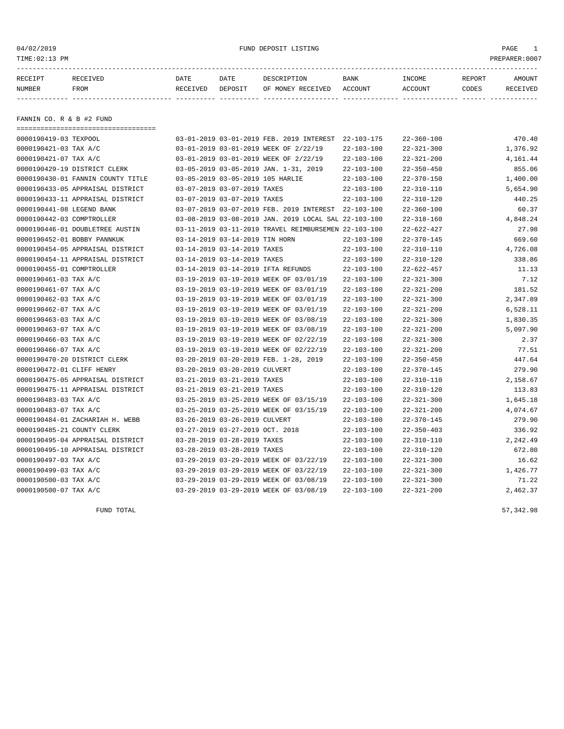04/02/2019 FUND DEPOSIT LISTING

TIME:02:13 PM PREPARER:0007

| RECEIPT NUMBER | RECEIVED FROM | DATE RECEIVED | DATE DEPOSIT | DESCRIPTION OF MONEY RECEIVED | BANK ACCOUNT | INCOME ACCOUNT | REPORT CODES | AMOUNT RECEIVED |
|---|---|---|---|---|---|---|---|---|
| **FANNIN CO. R & B #2 FUND** | | | | | | | | |
| 0000190419-03 | TEXPOOL | 03-01-2019 | 03-01-2019 | FEB. 2019 INTEREST | 22-103-175 | 22-360-100 | | 470.40 |
| 0000190421-03 | TAX A/C | 03-01-2019 | 03-01-2019 | WEEK OF 2/22/19 | 22-103-100 | 22-321-300 | | 1,376.92 |
| 0000190421-07 | TAX A/C | 03-01-2019 | 03-01-2019 | WEEK OF 2/22/19 | 22-103-100 | 22-321-200 | | 4,161.44 |
| 0000190429-19 | DISTRICT CLERK | 03-05-2019 | 03-05-2019 | JAN. 1-31, 2019 | 22-103-100 | 22-350-450 | | 855.06 |
| 0000190430-01 | FANNIN COUNTY TITLE | 03-05-2019 | 03-05-2019 | 105 HARLIE | 22-103-100 | 22-370-150 | | 1,400.00 |
| 0000190433-05 | APPRAISAL DISTRICT | 03-07-2019 | 03-07-2019 | TAXES | 22-103-100 | 22-310-110 | | 5,654.90 |
| 0000190433-11 | APPRAISAL DISTRICT | 03-07-2019 | 03-07-2019 | TAXES | 22-103-100 | 22-310-120 | | 440.25 |
| 0000190441-08 | LEGEND BANK | 03-07-2019 | 03-07-2019 | FEB. 2019 INTEREST | 22-103-100 | 22-360-100 | | 60.37 |
| 0000190442-03 | COMPTROLLER | 03-08-2019 | 03-08-2019 | JAN. 2019 LOCAL SAL | 22-103-100 | 22-318-160 | | 4,848.24 |
| 0000190446-01 | DOUBLETREE AUSTIN | 03-11-2019 | 03-11-2019 | TRAVEL REIMBURSEMEN | 22-103-100 | 22-622-427 | | 27.98 |
| 0000190452-01 | BOBBY PANNKUK | 03-14-2019 | 03-14-2019 | TIN HORN | 22-103-100 | 22-370-145 | | 669.60 |
| 0000190454-05 | APPRAISAL DISTRICT | 03-14-2019 | 03-14-2019 | TAXES | 22-103-100 | 22-310-110 | | 4,726.08 |
| 0000190454-11 | APPRAISAL DISTRICT | 03-14-2019 | 03-14-2019 | TAXES | 22-103-100 | 22-310-120 | | 338.86 |
| 0000190455-01 | COMPTROLLER | 03-14-2019 | 03-14-2019 | IFTA REFUNDS | 22-103-100 | 22-622-457 | | 11.13 |
| 0000190461-03 | TAX A/C | 03-19-2019 | 03-19-2019 | WEEK OF 03/01/19 | 22-103-100 | 22-321-300 | | 7.12 |
| 0000190461-07 | TAX A/C | 03-19-2019 | 03-19-2019 | WEEK OF 03/01/19 | 22-103-100 | 22-321-200 | | 181.52 |
| 0000190462-03 | TAX A/C | 03-19-2019 | 03-19-2019 | WEEK OF 03/01/19 | 22-103-100 | 22-321-300 | | 2,347.89 |
| 0000190462-07 | TAX A/C | 03-19-2019 | 03-19-2019 | WEEK OF 03/01/19 | 22-103-100 | 22-321-200 | | 6,528.11 |
| 0000190463-03 | TAX A/C | 03-19-2019 | 03-19-2019 | WEEK OF 03/08/19 | 22-103-100 | 22-321-300 | | 1,830.35 |
| 0000190463-07 | TAX A/C | 03-19-2019 | 03-19-2019 | WEEK OF 03/08/19 | 22-103-100 | 22-321-200 | | 5,097.90 |
| 0000190466-03 | TAX A/C | 03-19-2019 | 03-19-2019 | WEEK OF 02/22/19 | 22-103-100 | 22-321-300 | | 2.37 |
| 0000190466-07 | TAX A/C | 03-19-2019 | 03-19-2019 | WEEK OF 02/22/19 | 22-103-100 | 22-321-200 | | 77.51 |
| 0000190470-20 | DISTRICT CLERK | 03-20-2019 | 03-20-2019 | FEB. 1-28, 2019 | 22-103-100 | 22-350-450 | | 447.64 |
| 0000190472-01 | CLIFF HENRY | 03-20-2019 | 03-20-2019 | CULVERT | 22-103-100 | 22-370-145 | | 279.90 |
| 0000190475-05 | APPRAISAL DISTRICT | 03-21-2019 | 03-21-2019 | TAXES | 22-103-100 | 22-310-110 | | 2,158.67 |
| 0000190475-11 | APPRAISAL DISTRICT | 03-21-2019 | 03-21-2019 | TAXES | 22-103-100 | 22-310-120 | | 113.83 |
| 0000190483-03 | TAX A/C | 03-25-2019 | 03-25-2019 | WEEK OF 03/15/19 | 22-103-100 | 22-321-300 | | 1,645.18 |
| 0000190483-07 | TAX A/C | 03-25-2019 | 03-25-2019 | WEEK OF 03/15/19 | 22-103-100 | 22-321-200 | | 4,074.67 |
| 0000190484-01 | ZACHARIAH H. WEBB | 03-26-2019 | 03-26-2019 | CULVERT | 22-103-100 | 22-370-145 | | 279.90 |
| 0000190485-21 | COUNTY CLERK | 03-27-2019 | 03-27-2019 | OCT. 2018 | 22-103-100 | 22-350-403 | | 336.92 |
| 0000190495-04 | APPRAISAL DISTRICT | 03-28-2019 | 03-28-2019 | TAXES | 22-103-100 | 22-310-110 | | 2,242.49 |
| 0000190495-10 | APPRAISAL DISTRICT | 03-28-2019 | 03-28-2019 | TAXES | 22-103-100 | 22-310-120 | | 672.80 |
| 0000190497-03 | TAX A/C | 03-29-2019 | 03-29-2019 | WEEK OF 03/22/19 | 22-103-100 | 22-321-300 | | 16.62 |
| 0000190499-03 | TAX A/C | 03-29-2019 | 03-29-2019 | WEEK OF 03/22/19 | 22-103-100 | 22-321-300 | | 1,426.77 |
| 0000190500-03 | TAX A/C | 03-29-2019 | 03-29-2019 | WEEK OF 03/08/19 | 22-103-100 | 22-321-300 | | 71.22 |
| 0000190500-07 | TAX A/C | 03-29-2019 | 03-29-2019 | WEEK OF 03/08/19 | 22-103-100 | 22-321-200 | | 2,462.37 |
| | FUND TOTAL | | | | | | | 57,342.98 |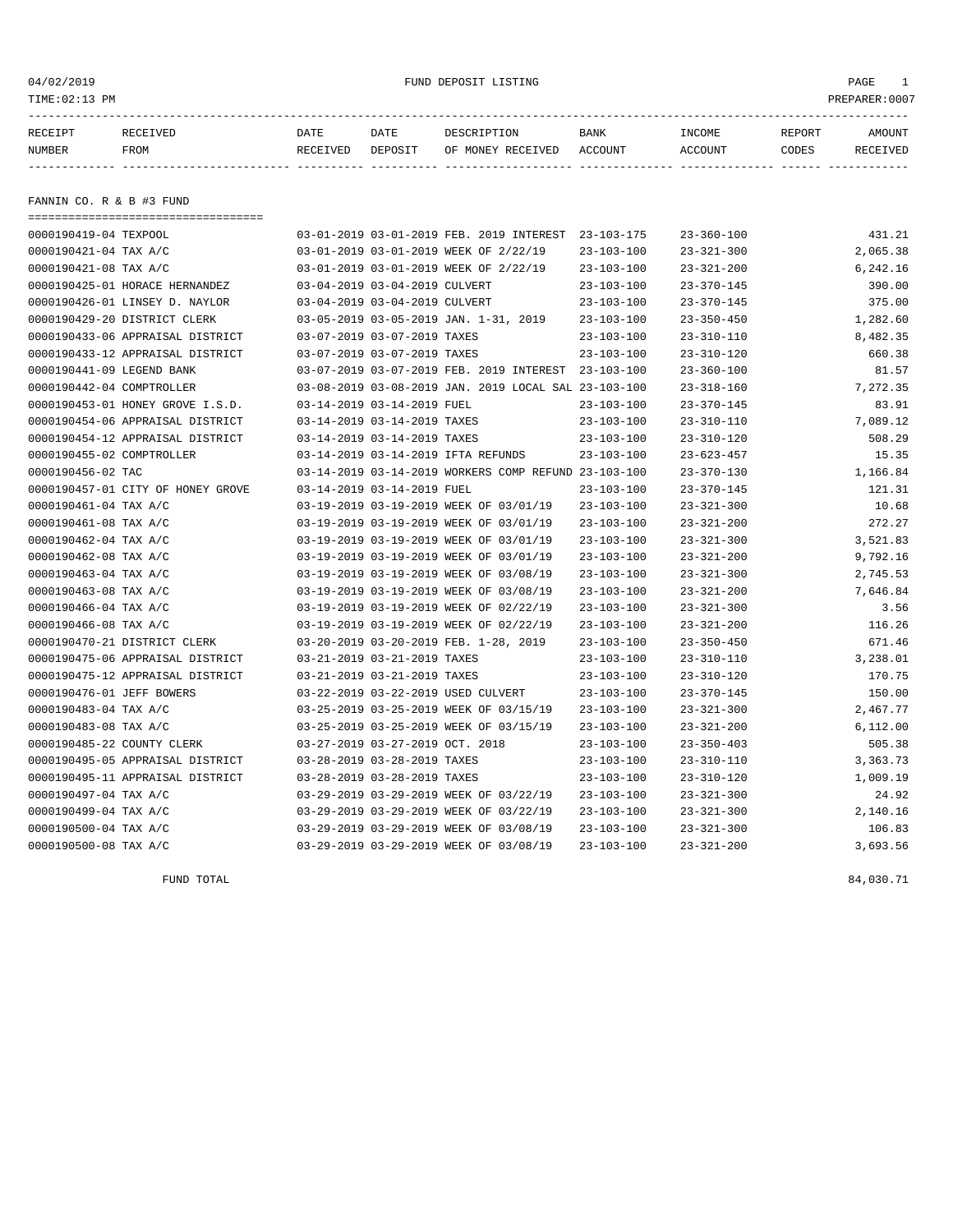04/02/2019 FUND DEPOSIT LISTING

TIME:02:13 PM PREPARER:0007

| RECEIPT NUMBER | RECEIVED FROM | DATE RECEIVED | DATE DEPOSIT | DESCRIPTION OF MONEY RECEIVED | BANK ACCOUNT | INCOME ACCOUNT | REPORT CODES | AMOUNT RECEIVED |
|---|---|---|---|---|---|---|---|---|

## FANNIN CO. R & B #3 FUND

| RECEIPT NUMBER | RECEIVED FROM | DATE RECEIVED | DATE DEPOSIT | DESCRIPTION OF MONEY RECEIVED | BANK ACCOUNT | INCOME ACCOUNT | REPORT CODES | AMOUNT RECEIVED |
|---|---|---|---|---|---|---|---|---|
| 0000190419-04 | TEXPOOL | 03-01-2019 | 03-01-2019 | FEB. 2019 INTEREST | 23-103-175 | 23-360-100 | | 431.21 |
| 0000190421-04 | TAX A/C | 03-01-2019 | 03-01-2019 | WEEK OF 2/22/19 | 23-103-100 | 23-321-300 | | 2,065.38 |
| 0000190421-08 | TAX A/C | 03-01-2019 | 03-01-2019 | WEEK OF 2/22/19 | 23-103-100 | 23-321-200 | | 6,242.16 |
| 0000190425-01 | HORACE HERNANDEZ | 03-04-2019 | 03-04-2019 | CULVERT | 23-103-100 | 23-370-145 | | 390.00 |
| 0000190426-01 | LINSEY D. NAYLOR | 03-04-2019 | 03-04-2019 | CULVERT | 23-103-100 | 23-370-145 | | 375.00 |
| 0000190429-20 | DISTRICT CLERK | 03-05-2019 | 03-05-2019 | JAN. 1-31, 2019 | 23-103-100 | 23-350-450 | | 1,282.60 |
| 0000190433-06 | APPRAISAL DISTRICT | 03-07-2019 | 03-07-2019 | TAXES | 23-103-100 | 23-310-110 | | 8,482.35 |
| 0000190433-12 | APPRAISAL DISTRICT | 03-07-2019 | 03-07-2019 | TAXES | 23-103-100 | 23-310-120 | | 660.38 |
| 0000190441-09 | LEGEND BANK | 03-07-2019 | 03-07-2019 | FEB. 2019 INTEREST | 23-103-100 | 23-360-100 | | 81.57 |
| 0000190442-04 | COMPTROLLER | 03-08-2019 | 03-08-2019 | JAN. 2019 LOCAL SAL | 23-103-100 | 23-318-160 | | 7,272.35 |
| 0000190453-01 | HONEY GROVE I.S.D. | 03-14-2019 | 03-14-2019 | FUEL | 23-103-100 | 23-370-145 | | 83.91 |
| 0000190454-06 | APPRAISAL DISTRICT | 03-14-2019 | 03-14-2019 | TAXES | 23-103-100 | 23-310-110 | | 7,089.12 |
| 0000190454-12 | APPRAISAL DISTRICT | 03-14-2019 | 03-14-2019 | TAXES | 23-103-100 | 23-310-120 | | 508.29 |
| 0000190455-02 | COMPTROLLER | 03-14-2019 | 03-14-2019 | IFTA REFUNDS | 23-103-100 | 23-623-457 | | 15.35 |
| 0000190456-02 | TAC | 03-14-2019 | 03-14-2019 | WORKERS COMP REFUND | 23-103-100 | 23-370-130 | | 1,166.84 |
| 0000190457-01 | CITY OF HONEY GROVE | 03-14-2019 | 03-14-2019 | FUEL | 23-103-100 | 23-370-145 | | 121.31 |
| 0000190461-04 | TAX A/C | 03-19-2019 | 03-19-2019 | WEEK OF 03/01/19 | 23-103-100 | 23-321-300 | | 10.68 |
| 0000190461-08 | TAX A/C | 03-19-2019 | 03-19-2019 | WEEK OF 03/01/19 | 23-103-100 | 23-321-200 | | 272.27 |
| 0000190462-04 | TAX A/C | 03-19-2019 | 03-19-2019 | WEEK OF 03/01/19 | 23-103-100 | 23-321-300 | | 3,521.83 |
| 0000190462-08 | TAX A/C | 03-19-2019 | 03-19-2019 | WEEK OF 03/01/19 | 23-103-100 | 23-321-200 | | 9,792.16 |
| 0000190463-04 | TAX A/C | 03-19-2019 | 03-19-2019 | WEEK OF 03/08/19 | 23-103-100 | 23-321-300 | | 2,745.53 |
| 0000190463-08 | TAX A/C | 03-19-2019 | 03-19-2019 | WEEK OF 03/08/19 | 23-103-100 | 23-321-200 | | 7,646.84 |
| 0000190466-04 | TAX A/C | 03-19-2019 | 03-19-2019 | WEEK OF 02/22/19 | 23-103-100 | 23-321-300 | | 3.56 |
| 0000190466-08 | TAX A/C | 03-19-2019 | 03-19-2019 | WEEK OF 02/22/19 | 23-103-100 | 23-321-200 | | 116.26 |
| 0000190470-21 | DISTRICT CLERK | 03-20-2019 | 03-20-2019 | FEB. 1-28, 2019 | 23-103-100 | 23-350-450 | | 671.46 |
| 0000190475-06 | APPRAISAL DISTRICT | 03-21-2019 | 03-21-2019 | TAXES | 23-103-100 | 23-310-110 | | 3,238.01 |
| 0000190475-12 | APPRAISAL DISTRICT | 03-21-2019 | 03-21-2019 | TAXES | 23-103-100 | 23-310-120 | | 170.75 |
| 0000190476-01 | JEFF BOWERS | 03-22-2019 | 03-22-2019 | USED CULVERT | 23-103-100 | 23-370-145 | | 150.00 |
| 0000190483-04 | TAX A/C | 03-25-2019 | 03-25-2019 | WEEK OF 03/15/19 | 23-103-100 | 23-321-300 | | 2,467.77 |
| 0000190483-08 | TAX A/C | 03-25-2019 | 03-25-2019 | WEEK OF 03/15/19 | 23-103-100 | 23-321-200 | | 6,112.00 |
| 0000190485-22 | COUNTY CLERK | 03-27-2019 | 03-27-2019 | OCT. 2018 | 23-103-100 | 23-350-403 | | 505.38 |
| 0000190495-05 | APPRAISAL DISTRICT | 03-28-2019 | 03-28-2019 | TAXES | 23-103-100 | 23-310-110 | | 3,363.73 |
| 0000190495-11 | APPRAISAL DISTRICT | 03-28-2019 | 03-28-2019 | TAXES | 23-103-100 | 23-310-120 | | 1,009.19 |
| 0000190497-04 | TAX A/C | 03-29-2019 | 03-29-2019 | WEEK OF 03/22/19 | 23-103-100 | 23-321-300 | | 24.92 |
| 0000190499-04 | TAX A/C | 03-29-2019 | 03-29-2019 | WEEK OF 03/22/19 | 23-103-100 | 23-321-300 | | 2,140.16 |
| 0000190500-04 | TAX A/C | 03-29-2019 | 03-29-2019 | WEEK OF 03/08/19 | 23-103-100 | 23-321-300 | | 106.83 |
| 0000190500-08 | TAX A/C | 03-29-2019 | 03-29-2019 | WEEK OF 03/08/19 | 23-103-100 | 23-321-200 | | 3,693.56 |
| | FUND TOTAL | | | | | | | 84,030.71 |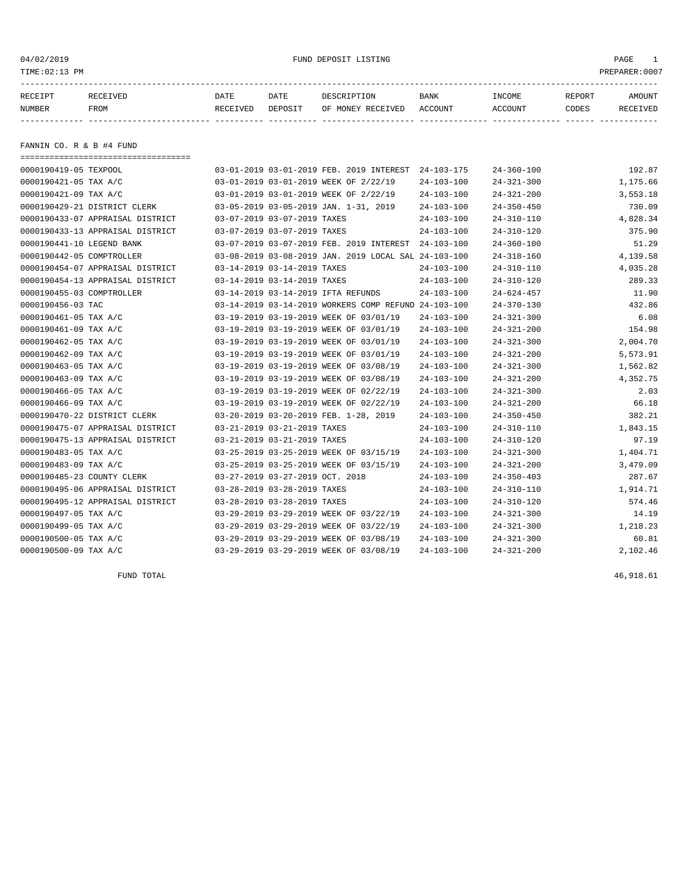04/02/2019 FUND DEPOSIT LISTING

TIME:02:13 PM PREPARER:0007

| RECEIPT NUMBER | RECEIVED FROM | DATE RECEIVED | DATE DEPOSIT | DESCRIPTION OF MONEY RECEIVED | BANK ACCOUNT | INCOME ACCOUNT | REPORT CODES | AMOUNT RECEIVED |
|---|---|---|---|---|---|---|---|---|

## FANNIN CO. R & B #4 FUND

| RECEIPT NUMBER | RECEIVED FROM | DATE RECEIVED | DATE DEPOSIT | DESCRIPTION OF MONEY RECEIVED | BANK ACCOUNT | INCOME ACCOUNT | REPORT CODES | AMOUNT RECEIVED |
|---|---|---|---|---|---|---|---|---|
| 0000190419-05 | TEXPOOL | 03-01-2019 | 03-01-2019 | FEB. 2019 INTEREST | 24-103-175 | 24-360-100 | | 192.87 |
| 0000190421-05 | TAX A/C | 03-01-2019 | 03-01-2019 | WEEK OF 2/22/19 | 24-103-100 | 24-321-300 | | 1,175.66 |
| 0000190421-09 | TAX A/C | 03-01-2019 | 03-01-2019 | WEEK OF 2/22/19 | 24-103-100 | 24-321-200 | | 3,553.18 |
| 0000190429-21 | DISTRICT CLERK | 03-05-2019 | 03-05-2019 | JAN. 1-31, 2019 | 24-103-100 | 24-350-450 | | 730.09 |
| 0000190433-07 | APPRAISAL DISTRICT | 03-07-2019 | 03-07-2019 | TAXES | 24-103-100 | 24-310-110 | | 4,828.34 |
| 0000190433-13 | APPRAISAL DISTRICT | 03-07-2019 | 03-07-2019 | TAXES | 24-103-100 | 24-310-120 | | 375.90 |
| 0000190441-10 | LEGEND BANK | 03-07-2019 | 03-07-2019 | FEB. 2019 INTEREST | 24-103-100 | 24-360-100 | | 51.29 |
| 0000190442-05 | COMPTROLLER | 03-08-2019 | 03-08-2019 | JAN. 2019 LOCAL SAL | 24-103-100 | 24-318-160 | | 4,139.58 |
| 0000190454-07 | APPRAISAL DISTRICT | 03-14-2019 | 03-14-2019 | TAXES | 24-103-100 | 24-310-110 | | 4,035.28 |
| 0000190454-13 | APPRAISAL DISTRICT | 03-14-2019 | 03-14-2019 | TAXES | 24-103-100 | 24-310-120 | | 289.33 |
| 0000190455-03 | COMPTROLLER | 03-14-2019 | 03-14-2019 | IFTA REFUNDS | 24-103-100 | 24-624-457 | | 11.90 |
| 0000190456-03 | TAC | 03-14-2019 | 03-14-2019 | WORKERS COMP REFUND | 24-103-100 | 24-370-130 | | 432.86 |
| 0000190461-05 | TAX A/C | 03-19-2019 | 03-19-2019 | WEEK OF 03/01/19 | 24-103-100 | 24-321-300 | | 6.08 |
| 0000190461-09 | TAX A/C | 03-19-2019 | 03-19-2019 | WEEK OF 03/01/19 | 24-103-100 | 24-321-200 | | 154.98 |
| 0000190462-05 | TAX A/C | 03-19-2019 | 03-19-2019 | WEEK OF 03/01/19 | 24-103-100 | 24-321-300 | | 2,004.70 |
| 0000190462-09 | TAX A/C | 03-19-2019 | 03-19-2019 | WEEK OF 03/01/19 | 24-103-100 | 24-321-200 | | 5,573.91 |
| 0000190463-05 | TAX A/C | 03-19-2019 | 03-19-2019 | WEEK OF 03/08/19 | 24-103-100 | 24-321-300 | | 1,562.82 |
| 0000190463-09 | TAX A/C | 03-19-2019 | 03-19-2019 | WEEK OF 03/08/19 | 24-103-100 | 24-321-200 | | 4,352.75 |
| 0000190466-05 | TAX A/C | 03-19-2019 | 03-19-2019 | WEEK OF 02/22/19 | 24-103-100 | 24-321-300 | | 2.03 |
| 0000190466-09 | TAX A/C | 03-19-2019 | 03-19-2019 | WEEK OF 02/22/19 | 24-103-100 | 24-321-200 | | 66.18 |
| 0000190470-22 | DISTRICT CLERK | 03-20-2019 | 03-20-2019 | FEB. 1-28, 2019 | 24-103-100 | 24-350-450 | | 382.21 |
| 0000190475-07 | APPRAISAL DISTRICT | 03-21-2019 | 03-21-2019 | TAXES | 24-103-100 | 24-310-110 | | 1,843.15 |
| 0000190475-13 | APPRAISAL DISTRICT | 03-21-2019 | 03-21-2019 | TAXES | 24-103-100 | 24-310-120 | | 97.19 |
| 0000190483-05 | TAX A/C | 03-25-2019 | 03-25-2019 | WEEK OF 03/15/19 | 24-103-100 | 24-321-300 | | 1,404.71 |
| 0000190483-09 | TAX A/C | 03-25-2019 | 03-25-2019 | WEEK OF 03/15/19 | 24-103-100 | 24-321-200 | | 3,479.09 |
| 0000190485-23 | COUNTY CLERK | 03-27-2019 | 03-27-2019 | OCT. 2018 | 24-103-100 | 24-350-403 | | 287.67 |
| 0000190495-06 | APPRAISAL DISTRICT | 03-28-2019 | 03-28-2019 | TAXES | 24-103-100 | 24-310-110 | | 1,914.71 |
| 0000190495-12 | APPRAISAL DISTRICT | 03-28-2019 | 03-28-2019 | TAXES | 24-103-100 | 24-310-120 | | 574.46 |
| 0000190497-05 | TAX A/C | 03-29-2019 | 03-29-2019 | WEEK OF 03/22/19 | 24-103-100 | 24-321-300 | | 14.19 |
| 0000190499-05 | TAX A/C | 03-29-2019 | 03-29-2019 | WEEK OF 03/22/19 | 24-103-100 | 24-321-300 | | 1,218.23 |
| 0000190500-05 | TAX A/C | 03-29-2019 | 03-29-2019 | WEEK OF 03/08/19 | 24-103-100 | 24-321-300 | | 60.81 |
| 0000190500-09 | TAX A/C | 03-29-2019 | 03-29-2019 | WEEK OF 03/08/19 | 24-103-100 | 24-321-200 | | 2,102.46 |

FUND TOTAL 46,918.61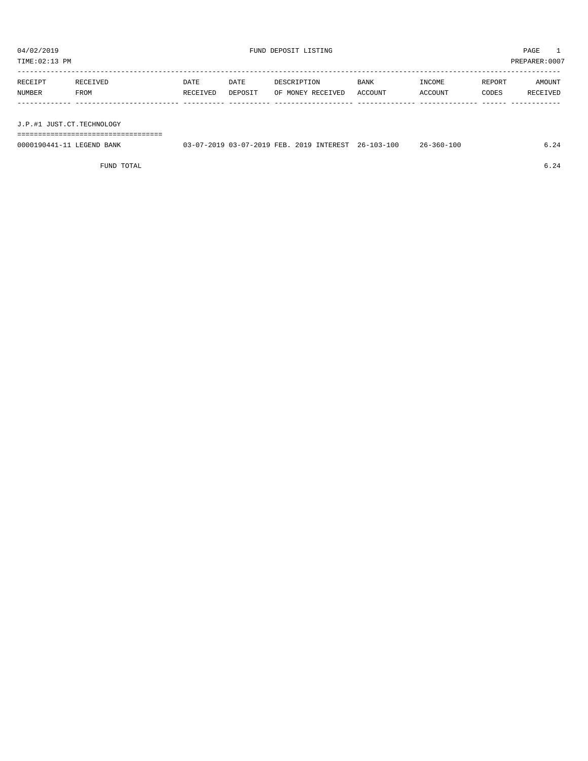04/02/2019 FUND DEPOSIT LISTING

TIME:02:13 PM PREPARER:0007

| RECEIPT NUMBER | RECEIVED FROM | DATE RECEIVED | DATE DEPOSIT | DESCRIPTION OF MONEY RECEIVED | BANK ACCOUNT | INCOME ACCOUNT | REPORT CODES | AMOUNT RECEIVED |
|---|---|---|---|---|---|---|---|---|
| J.P.#1 JUST.CT.TECHNOLOGY | | | | | | | | |
| 0000190441-11 | LEGEND BANK | 03-07-2019 | 03-07-2019 | FEB. 2019 INTEREST | 26-103-100 | 26-360-100 | | 6.24 |
| | FUND TOTAL | | | | | | | 6.24 |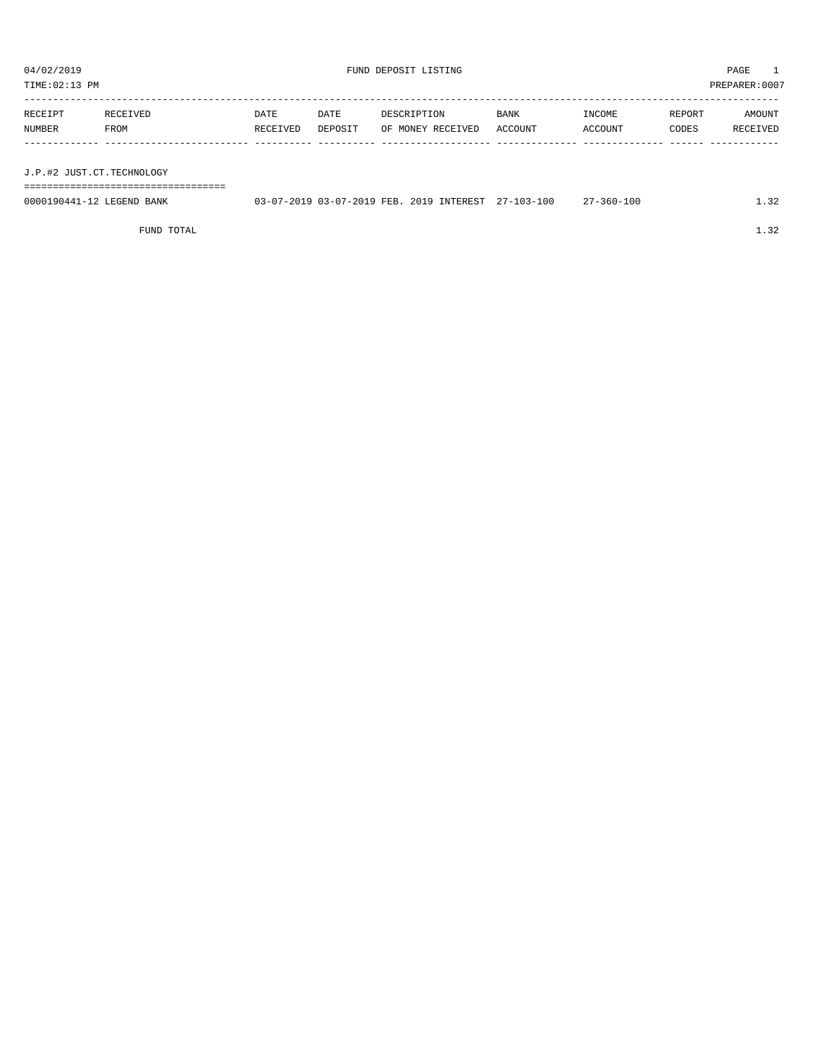04/02/2019 FUND DEPOSIT LISTING PAGE 1

TIME:02:13 PM PREPARER:0007

| RECEIPT NUMBER | RECEIVED FROM | DATE RECEIVED | DATE DEPOSIT | DESCRIPTION OF MONEY RECEIVED | BANK ACCOUNT | INCOME ACCOUNT | REPORT CODES | AMOUNT RECEIVED |
|---|---|---|---|---|---|---|---|---|
| **J.P.#2 JUST.CT.TECHNOLOGY** | | | | | | | | |
| 0000190441-12 | LEGEND BANK | 03-07-2019 | 03-07-2019 | FEB. 2019 INTEREST | 27-103-100 | 27-360-100 | | 1.32 |
| | FUND TOTAL | | | | | | | 1.32 |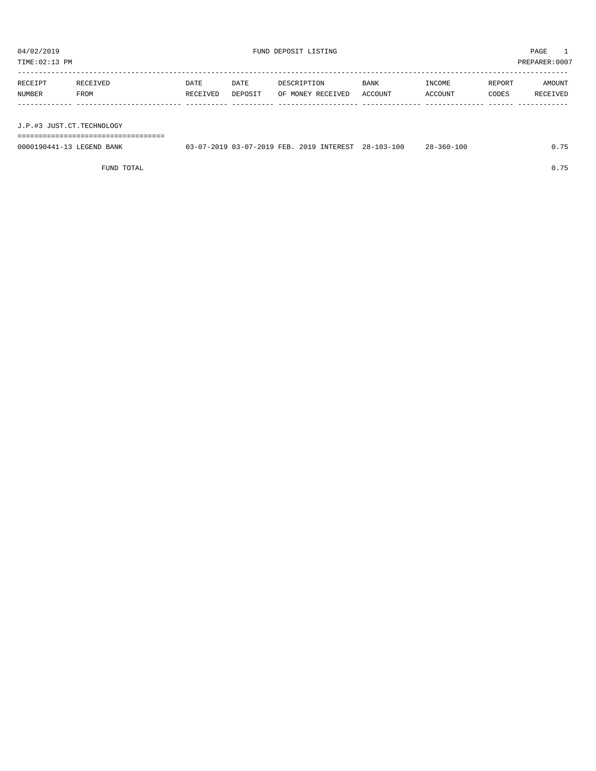04/02/2019 FUND DEPOSIT LISTING PAGE 1

TIME:02:13 PM PREPARER:0007

| RECEIPT NUMBER | RECEIVED FROM | DATE RECEIVED | DATE DEPOSIT | DESCRIPTION OF MONEY RECEIVED | BANK ACCOUNT | INCOME ACCOUNT | REPORT CODES | AMOUNT RECEIVED |
|---|---|---|---|---|---|---|---|---|
| J.P.#3 JUST.CT.TECHNOLOGY | | | | | | | | |
| 0000190441-13 | LEGEND BANK | 03-07-2019 | 03-07-2019 | FEB. 2019 INTEREST | 28-103-100 | 28-360-100 | | 0.75 |
| | FUND TOTAL | | | | | | | 0.75 |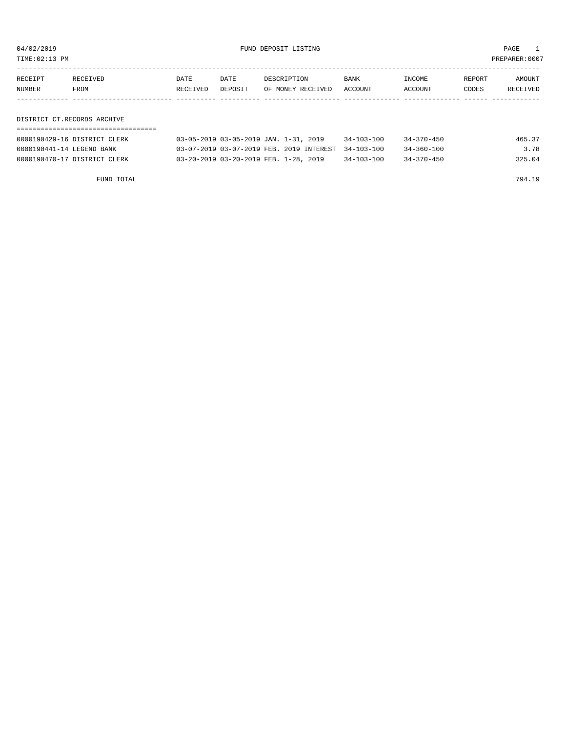04/02/2019 FUND DEPOSIT LISTING PAGE 1

TIME:02:13 PM PREPARER:0007

| RECEIPT NUMBER | RECEIVED FROM | DATE RECEIVED | DATE DEPOSIT | DESCRIPTION OF MONEY RECEIVED | BANK ACCOUNT | INCOME ACCOUNT | REPORT CODES | AMOUNT RECEIVED |
|---|---|---|---|---|---|---|---|---|

## DISTRICT CT.RECORDS ARCHIVE

| RECEIPT NUMBER | RECEIVED FROM | DATE RECEIVED | DATE DEPOSIT | DESCRIPTION OF MONEY RECEIVED | BANK ACCOUNT | INCOME ACCOUNT | REPORT CODES | AMOUNT RECEIVED |
|---|---|---|---|---|---|---|---|---|
| 0000190429-16 | DISTRICT CLERK | 03-05-2019 | 03-05-2019 | JAN. 1-31, 2019 | 34-103-100 | 34-370-450 | | 465.37 |
| 0000190441-14 | LEGEND BANK | 03-07-2019 | 03-07-2019 | FEB. 2019 INTEREST | 34-103-100 | 34-360-100 | | 3.78 |
| 0000190470-17 | DISTRICT CLERK | 03-20-2019 | 03-20-2019 | FEB. 1-28, 2019 | 34-103-100 | 34-370-450 | | 325.04 |
| | FUND TOTAL | | | | | | | 794.19 |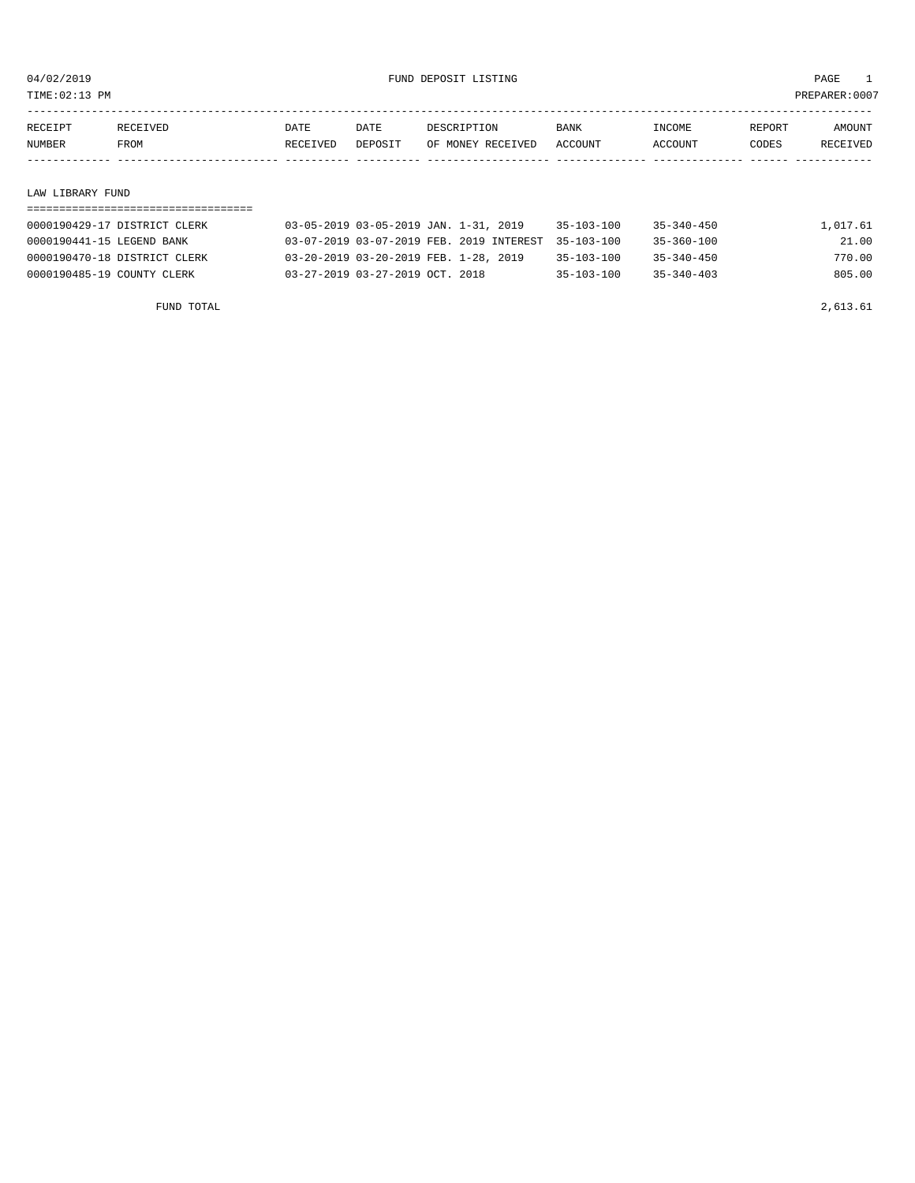04/02/2019 FUND DEPOSIT LISTING

TIME:02:13 PM PREPARER:0007

| RECEIPT NUMBER | RECEIVED FROM | DATE RECEIVED | DATE DEPOSIT | DESCRIPTION OF MONEY RECEIVED | BANK ACCOUNT | INCOME ACCOUNT | REPORT CODES | AMOUNT RECEIVED |
|---|---|---|---|---|---|---|---|---|
| **LAW LIBRARY FUND** | | | | | | | | |
| 0000190429-17 | DISTRICT CLERK | 03-05-2019 | 03-05-2019 | JAN. 1-31, 2019 | 35-103-100 | 35-340-450 | | 1,017.61 |
| 0000190441-15 | LEGEND BANK | 03-07-2019 | 03-07-2019 | FEB. 2019 INTEREST | 35-103-100 | 35-360-100 | | 21.00 |
| 0000190470-18 | DISTRICT CLERK | 03-20-2019 | 03-20-2019 | FEB. 1-28, 2019 | 35-103-100 | 35-340-450 | | 770.00 |
| 0000190485-19 | COUNTY CLERK | 03-27-2019 | 03-27-2019 | OCT. 2018 | 35-103-100 | 35-340-403 | | 805.00 |
| | FUND TOTAL | | | | | | | 2,613.61 |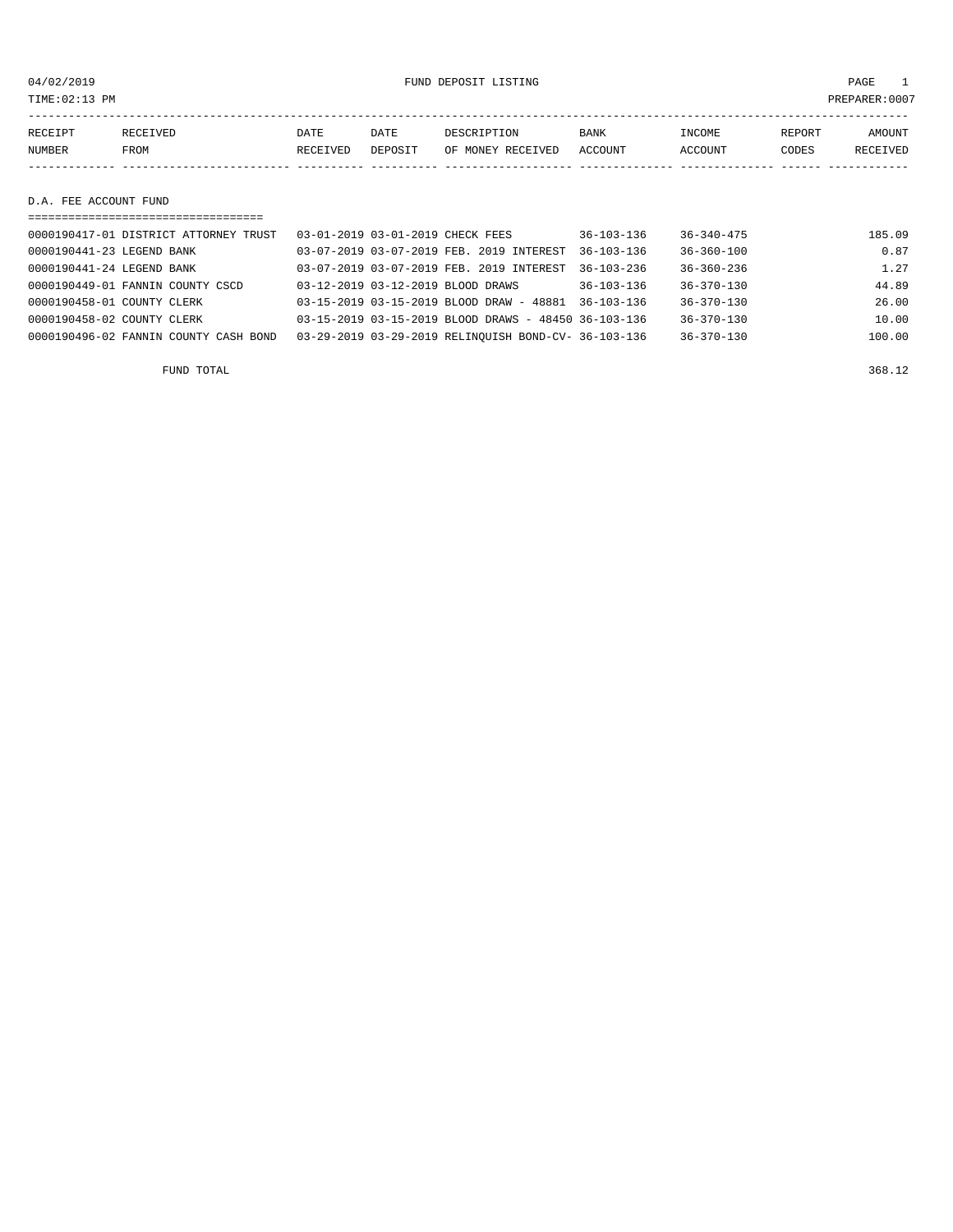04/02/2019 FUND DEPOSIT LISTING

TIME:02:13 PM PREPARER:0007

| RECEIPT NUMBER | RECEIVED FROM | DATE RECEIVED | DATE DEPOSIT | DESCRIPTION OF MONEY RECEIVED | BANK ACCOUNT | INCOME ACCOUNT | REPORT CODES | AMOUNT RECEIVED |
|---|---|---|---|---|---|---|---|---|

## D.A. FEE ACCOUNT FUND

| RECEIPT NUMBER | RECEIVED FROM | DATE RECEIVED | DATE DEPOSIT | DESCRIPTION OF MONEY RECEIVED | BANK ACCOUNT | INCOME ACCOUNT | REPORT CODES | AMOUNT RECEIVED |
|---|---|---|---|---|---|---|---|---|
| 0000190417-01 | DISTRICT ATTORNEY TRUST | 03-01-2019 | 03-01-2019 | CHECK FEES | 36-103-136 | 36-340-475 | | 185.09 |
| 0000190441-23 | LEGEND BANK | 03-07-2019 | 03-07-2019 | FEB. 2019 INTEREST | 36-103-136 | 36-360-100 | | 0.87 |
| 0000190441-24 | LEGEND BANK | 03-07-2019 | 03-07-2019 | FEB. 2019 INTEREST | 36-103-236 | 36-360-236 | | 1.27 |
| 0000190449-01 | FANNIN COUNTY CSCD | 03-12-2019 | 03-12-2019 | BLOOD DRAWS | 36-103-136 | 36-370-130 | | 44.89 |
| 0000190458-01 | COUNTY CLERK | 03-15-2019 | 03-15-2019 | BLOOD DRAW - 48881 | 36-103-136 | 36-370-130 | | 26.00 |
| 0000190458-02 | COUNTY CLERK | 03-15-2019 | 03-15-2019 | BLOOD DRAWS - 48450 | 36-103-136 | 36-370-130 | | 10.00 |
| 0000190496-02 | FANNIN COUNTY CASH BOND | 03-29-2019 | 03-29-2019 | RELINQUISH BOND-CV- | 36-103-136 | 36-370-130 | | 100.00 |
| | FUND TOTAL | | | | | | | 368.12 |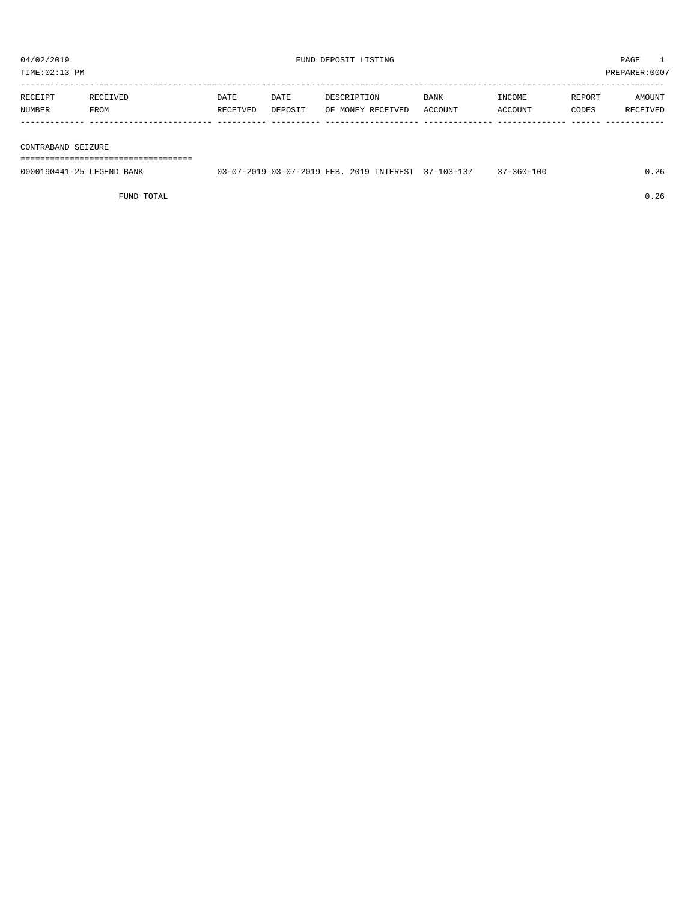04/02/2019 FUND DEPOSIT LISTING

TIME:02:13 PM PREPARER:0007

| RECEIPT NUMBER | RECEIVED FROM | DATE RECEIVED | DATE DEPOSIT | DESCRIPTION OF MONEY RECEIVED | BANK ACCOUNT | INCOME ACCOUNT | REPORT CODES | AMOUNT RECEIVED |
|---|---|---|---|---|---|---|---|---|
| **CONTRABAND SEIZURE** | | | | | | | | |
| 0000190441-25 | LEGEND BANK | 03-07-2019 | 03-07-2019 | FEB. 2019 INTEREST | 37-103-137 | 37-360-100 | | 0.26 |
| | FUND TOTAL | | | | | | | 0.26 |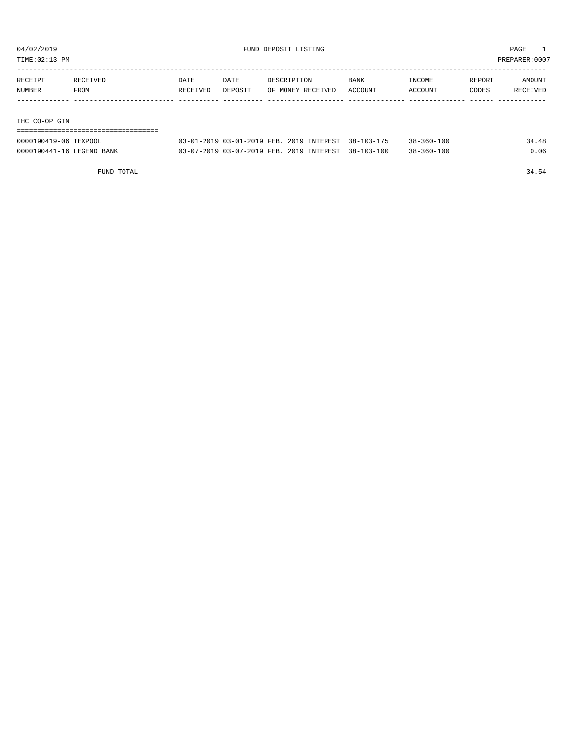04/02/2019 FUND DEPOSIT LISTING PAGE 1

TIME:02:13 PM PREPARER:0007

| RECEIPT NUMBER | RECEIVED FROM | DATE RECEIVED | DATE DEPOSIT | DESCRIPTION OF MONEY RECEIVED | BANK ACCOUNT | INCOME ACCOUNT | REPORT CODES | AMOUNT RECEIVED |
|---|---|---|---|---|---|---|---|---|
| **IHC CO-OP GIN** | | | | | | | | |
| 0000190419-06 | TEXPOOL | 03-01-2019 | 03-01-2019 | FEB. 2019 INTEREST | 38-103-175 | 38-360-100 | | 34.48 |
| 0000190441-16 | LEGEND BANK | 03-07-2019 | 03-07-2019 | FEB. 2019 INTEREST | 38-103-100 | 38-360-100 | | 0.06 |
| | FUND TOTAL | | | | | | | 34.54 |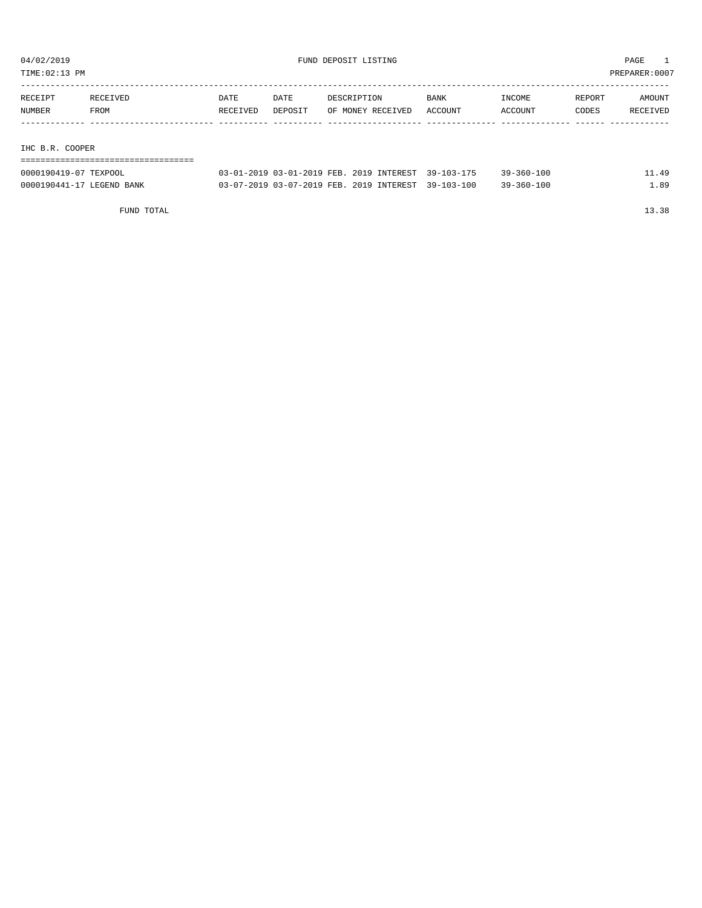04/02/2019 FUND DEPOSIT LISTING PAGE 1

TIME:02:13 PM PREPARER:0007

| RECEIPT NUMBER | RECEIVED FROM | DATE RECEIVED | DATE DEPOSIT | DESCRIPTION OF MONEY RECEIVED | BANK ACCOUNT | INCOME ACCOUNT | REPORT CODES | AMOUNT RECEIVED |
|---|---|---|---|---|---|---|---|---|
| **IHC B.R. COOPER** | | | | | | | | |
| 0000190419-07 | TEXPOOL | 03-01-2019 | 03-01-2019 | FEB. 2019 INTEREST | 39-103-175 | 39-360-100 | | 11.49 |
| 0000190441-17 | LEGEND BANK | 03-07-2019 | 03-07-2019 | FEB. 2019 INTEREST | 39-103-100 | 39-360-100 | | 1.89 |
| | FUND TOTAL | | | | | | | 13.38 |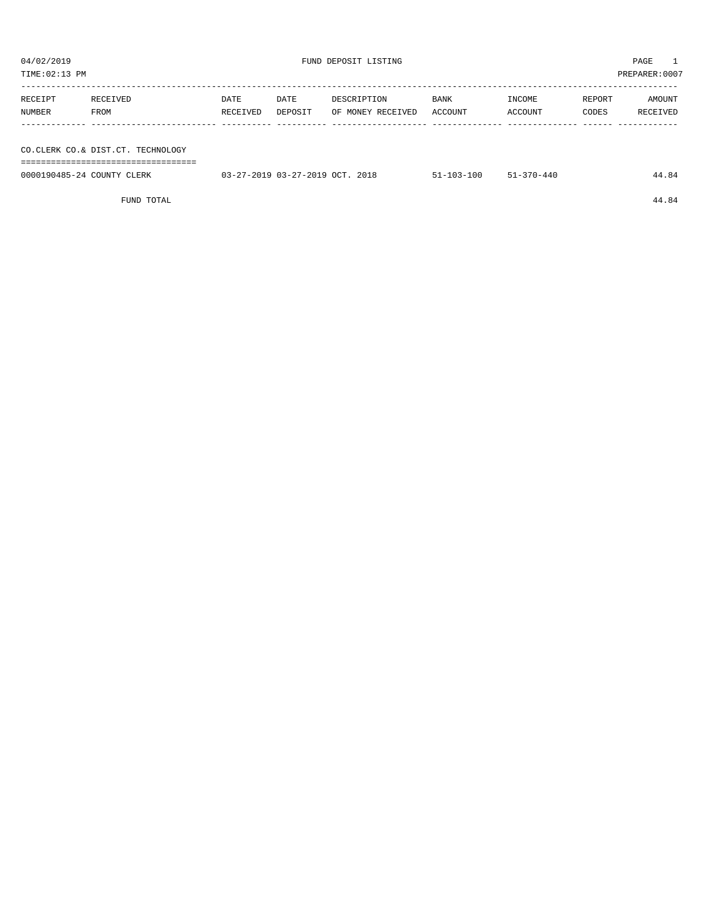04/02/2019 FUND DEPOSIT LISTING

TIME:02:13 PM PREPARER:0007

| RECEIPT NUMBER | RECEIVED FROM | DATE RECEIVED | DATE DEPOSIT | DESCRIPTION OF MONEY RECEIVED | BANK ACCOUNT | INCOME ACCOUNT | REPORT CODES | AMOUNT RECEIVED |
|---|---|---|---|---|---|---|---|---|

## CO.CLERK CO.& DIST.CT. TECHNOLOGY

| RECEIPT NUMBER | RECEIVED FROM | DATE RECEIVED | DATE DEPOSIT | DESCRIPTION OF MONEY RECEIVED | BANK ACCOUNT | INCOME ACCOUNT | REPORT CODES | AMOUNT RECEIVED |
|---|---|---|---|---|---|---|---|---|
| 0000190485-24 | COUNTY CLERK | 03-27-2019 | 03-27-2019 | OCT. 2018 | 51-103-100 | 51-370-440 | | 44.84 |
| | FUND TOTAL | | | | | | | 44.84 |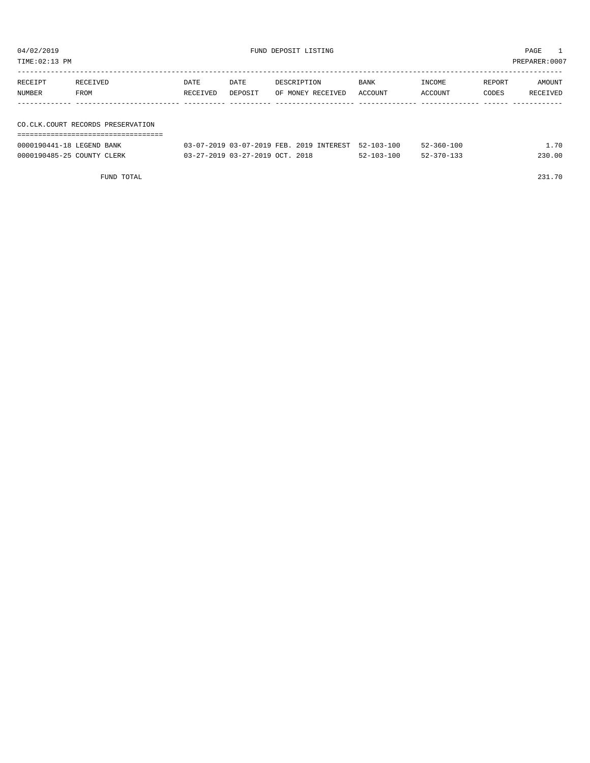04/02/2019 FUND DEPOSIT LISTING

TIME:02:13 PM PREPARER:0007

| RECEIPT NUMBER | RECEIVED FROM | DATE RECEIVED | DATE DEPOSIT | DESCRIPTION OF MONEY RECEIVED | BANK ACCOUNT | INCOME ACCOUNT | REPORT CODES | AMOUNT RECEIVED |
|---|---|---|---|---|---|---|---|---|

## CO.CLK.COURT RECORDS PRESERVATION

| RECEIPT NUMBER | RECEIVED FROM | DATE RECEIVED | DATE DEPOSIT | DESCRIPTION OF MONEY RECEIVED | BANK ACCOUNT | INCOME ACCOUNT | REPORT CODES | AMOUNT RECEIVED |
|---|---|---|---|---|---|---|---|---|
| 0000190441-18 | LEGEND BANK | 03-07-2019 | 03-07-2019 | FEB. 2019 INTEREST | 52-103-100 | 52-360-100 | | 1.70 |
| 0000190485-25 | COUNTY CLERK | 03-27-2019 | 03-27-2019 | OCT. 2018 | 52-103-100 | 52-370-133 | | 230.00 |
| | FUND TOTAL | | | | | | | 231.70 |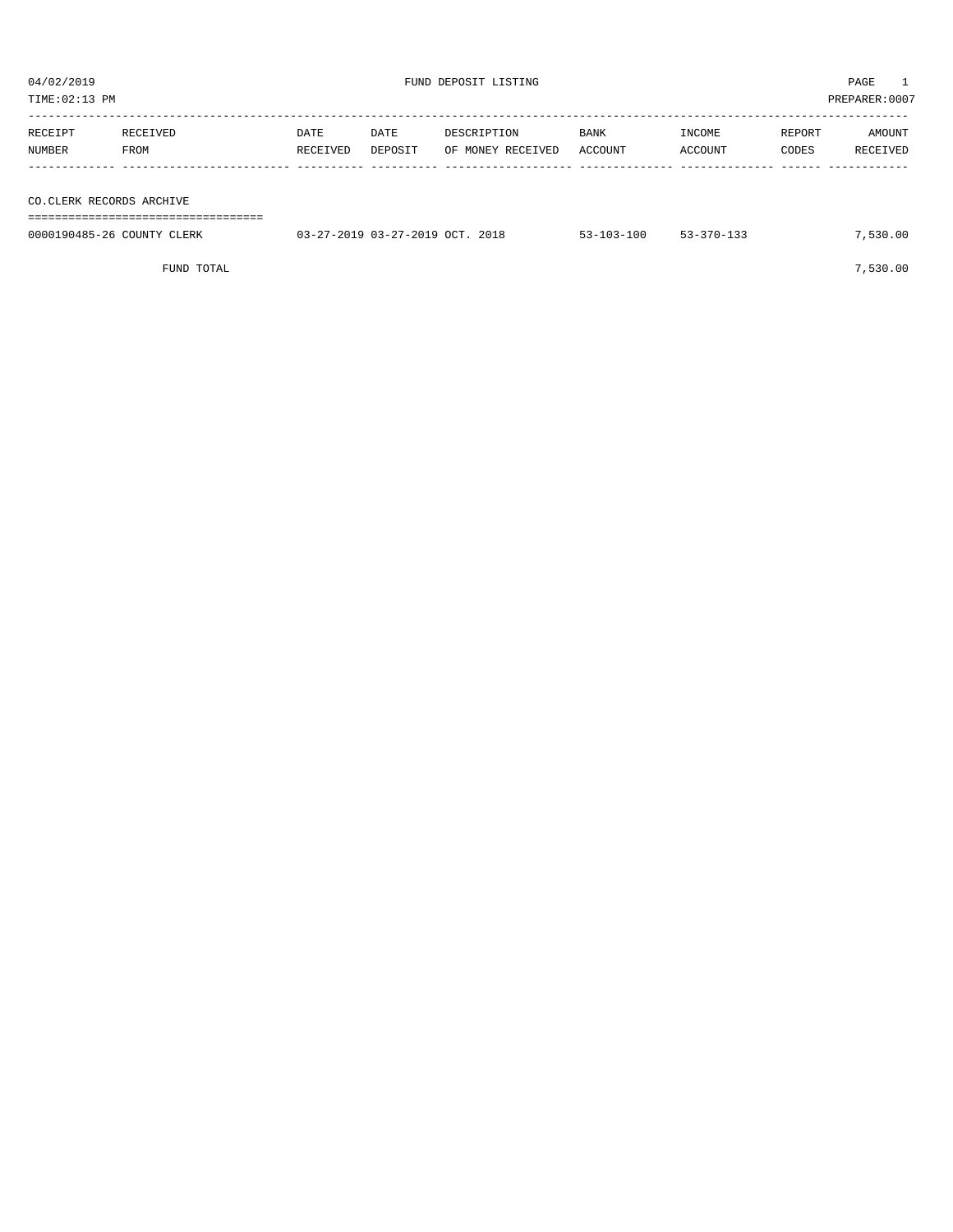04/02/2019 FUND DEPOSIT LISTING PAGE 1
TIME:02:13 PM PREPARER:0007

| RECEIPT NUMBER | RECEIVED FROM | DATE RECEIVED | DATE DEPOSIT | DESCRIPTION OF MONEY RECEIVED | BANK ACCOUNT | INCOME ACCOUNT | REPORT CODES | AMOUNT RECEIVED |
|---|---|---|---|---|---|---|---|---|
| CO.CLERK RECORDS ARCHIVE | | | | | | | | |
| 0000190485-26 | COUNTY CLERK | 03-27-2019 | 03-27-2019 | OCT. 2018 | 53-103-100 | 53-370-133 | | 7,530.00 |
| | FUND TOTAL | | | | | | | 7,530.00 |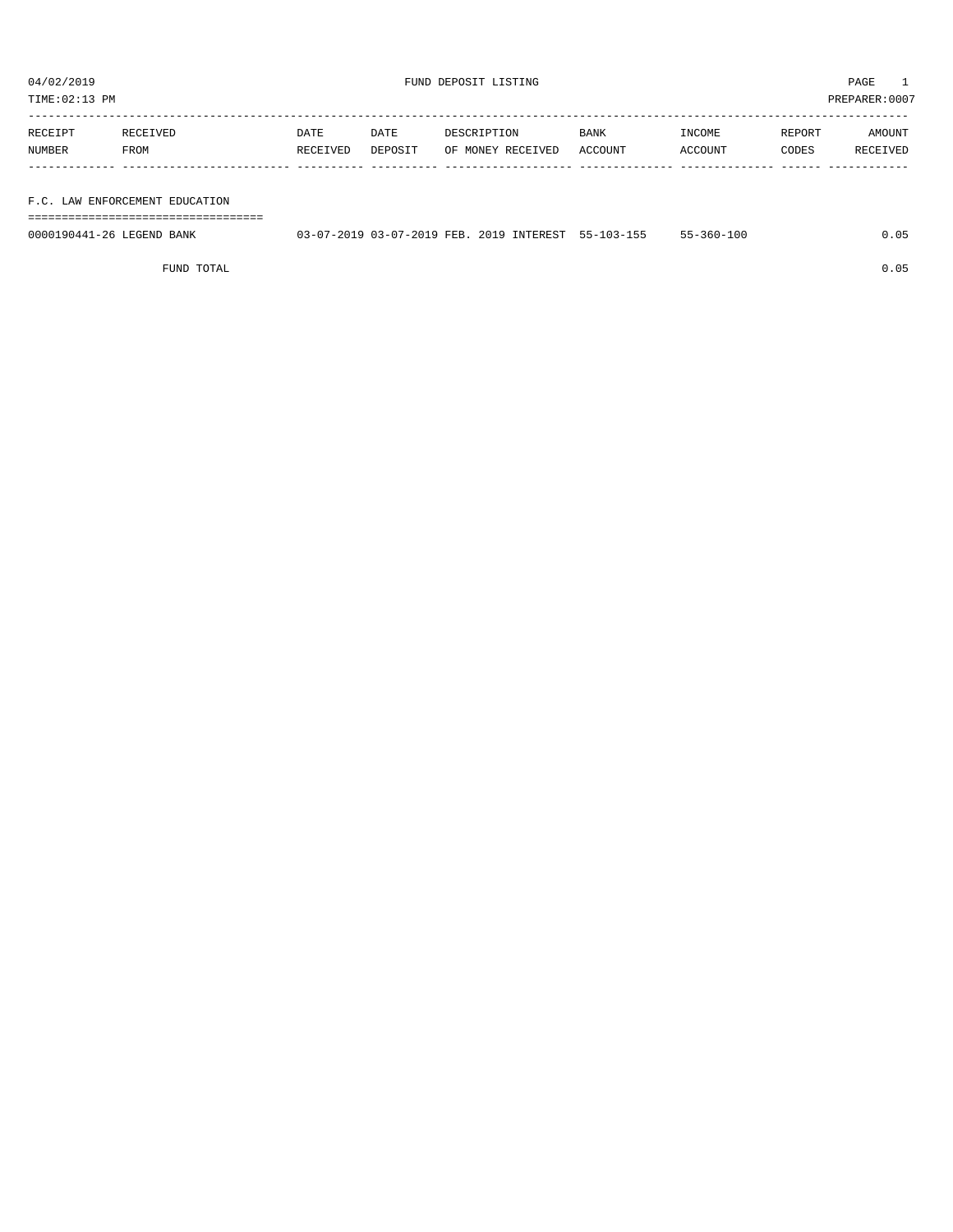04/02/2019 FUND DEPOSIT LISTING

TIME:02:13 PM PREPARER:0007

| RECEIPT NUMBER | RECEIVED FROM | DATE RECEIVED | DATE DEPOSIT | DESCRIPTION OF MONEY RECEIVED | BANK ACCOUNT | INCOME ACCOUNT | REPORT CODES | AMOUNT RECEIVED |
|---|---|---|---|---|---|---|---|---|
| **F.C. LAW ENFORCEMENT EDUCATION** | | | | | | | | |
| 0000190441-26 | LEGEND BANK | 03-07-2019 | 03-07-2019 | FEB. 2019 INTEREST | 55-103-155 | 55-360-100 | | 0.05 |
| | FUND TOTAL | | | | | | | 0.05 |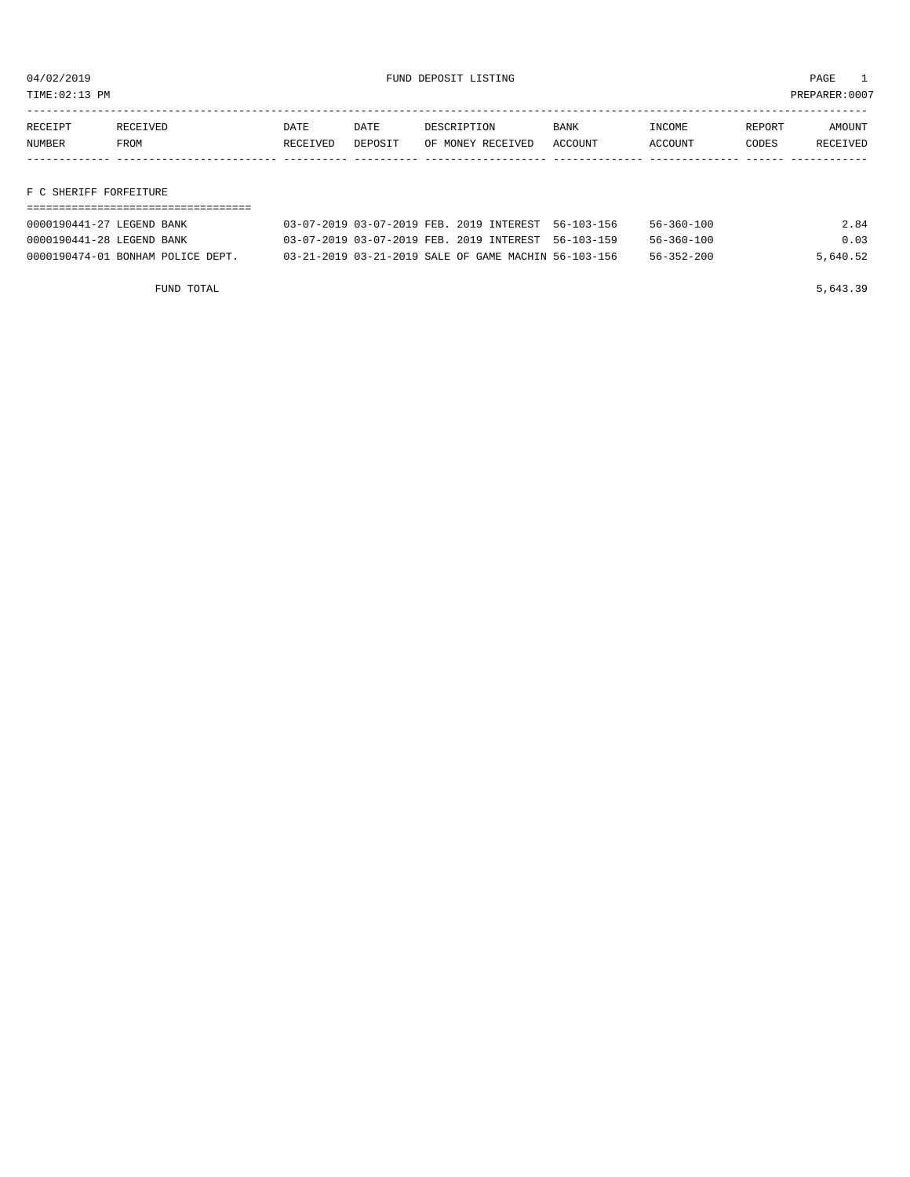04/02/2019 FUND DEPOSIT LISTING

TIME:02:13 PM PREPARER:0007

| RECEIPT NUMBER | RECEIVED FROM | DATE RECEIVED | DATE DEPOSIT | DESCRIPTION OF MONEY RECEIVED | BANK ACCOUNT | INCOME ACCOUNT | REPORT CODES | AMOUNT RECEIVED |
|---|---|---|---|---|---|---|---|---|

## F C SHERIFF FORFEITURE

| RECEIPT NUMBER | RECEIVED FROM | DATE RECEIVED | DATE DEPOSIT | DESCRIPTION OF MONEY RECEIVED | BANK ACCOUNT | INCOME ACCOUNT | REPORT CODES | AMOUNT RECEIVED |
|---|---|---|---|---|---|---|---|---|
| 0000190441-27 | LEGEND BANK | 03-07-2019 | 03-07-2019 | FEB. 2019 INTEREST | 56-103-156 | 56-360-100 | | 2.84 |
| 0000190441-28 | LEGEND BANK | 03-07-2019 | 03-07-2019 | FEB. 2019 INTEREST | 56-103-159 | 56-360-100 | | 0.03 |
| 0000190474-01 | BONHAM POLICE DEPT. | 03-21-2019 | 03-21-2019 | SALE OF GAME MACHIN | 56-103-156 | 56-352-200 | | 5,640.52 |
| | FUND TOTAL | | | | | | | 5,643.39 |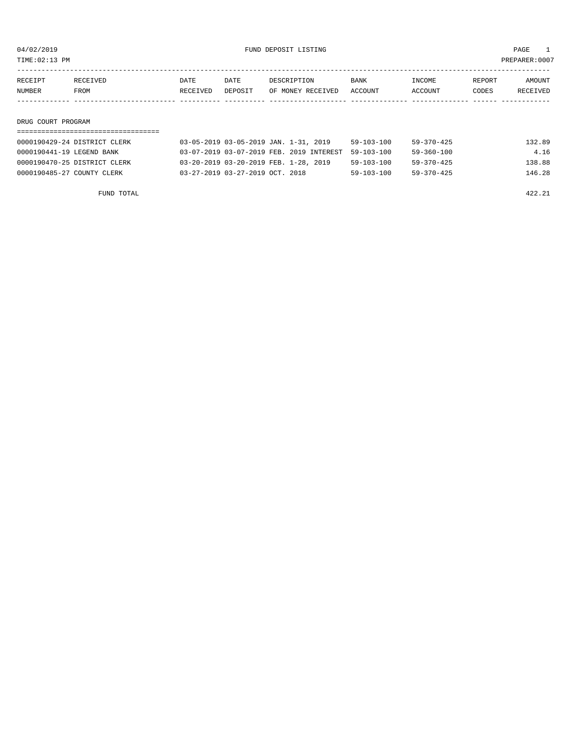04/02/2019 FUND DEPOSIT LISTING

TIME:02:13 PM PREPARER:0007

| RECEIPT NUMBER | RECEIVED FROM | DATE RECEIVED | DATE DEPOSIT | DESCRIPTION OF MONEY RECEIVED | BANK ACCOUNT | INCOME ACCOUNT | REPORT CODES | AMOUNT RECEIVED |
|---|---|---|---|---|---|---|---|---|
| **DRUG COURT PROGRAM** | | | | | | | | |
| 0000190429-24 | DISTRICT CLERK | 03-05-2019 | 03-05-2019 | JAN. 1-31, 2019 | 59-103-100 | 59-370-425 | | 132.89 |
| 0000190441-19 | LEGEND BANK | 03-07-2019 | 03-07-2019 | FEB. 2019 INTEREST | 59-103-100 | 59-360-100 | | 4.16 |
| 0000190470-25 | DISTRICT CLERK | 03-20-2019 | 03-20-2019 | FEB. 1-28, 2019 | 59-103-100 | 59-370-425 | | 138.88 |
| 0000190485-27 | COUNTY CLERK | 03-27-2019 | 03-27-2019 | OCT. 2018 | 59-103-100 | 59-370-425 | | 146.28 |
| | FUND TOTAL | | | | | | | 422.21 |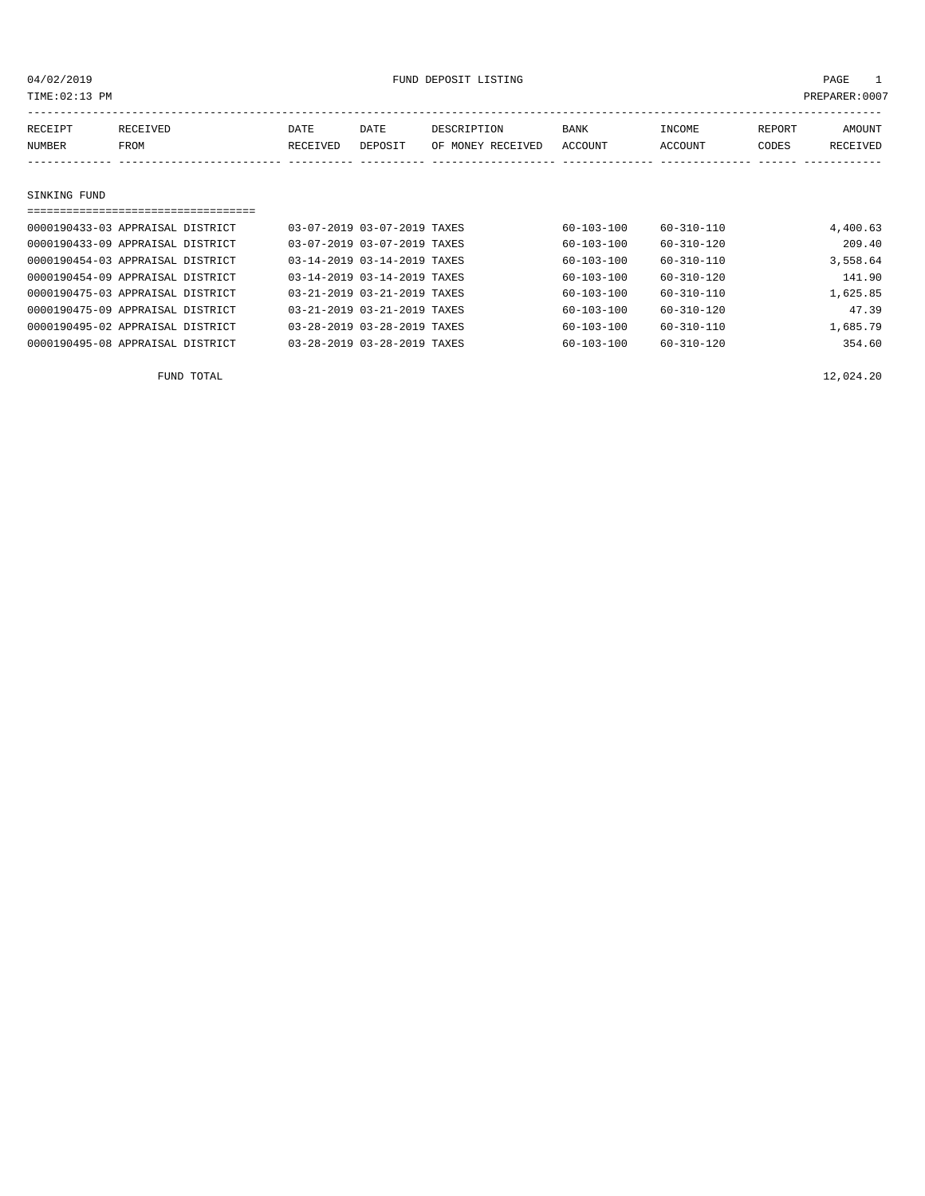04/02/2019 FUND DEPOSIT LISTING

TIME:02:13 PM PREPARER:0007

| RECEIPT NUMBER | RECEIVED FROM | DATE RECEIVED | DATE DEPOSIT | DESCRIPTION OF MONEY RECEIVED | BANK ACCOUNT | INCOME ACCOUNT | REPORT CODES | AMOUNT RECEIVED |
|---|---|---|---|---|---|---|---|---|

## SINKING FUND

| RECEIPT NUMBER | RECEIVED FROM | DATE RECEIVED | DATE DEPOSIT | DESCRIPTION OF MONEY RECEIVED | BANK ACCOUNT | INCOME ACCOUNT | REPORT CODES | AMOUNT RECEIVED |
|---|---|---|---|---|---|---|---|---|
| 0000190433-03 | APPRAISAL DISTRICT | 03-07-2019 | 03-07-2019 | TAXES | 60-103-100 | 60-310-110 | | 4,400.63 |
| 0000190433-09 | APPRAISAL DISTRICT | 03-07-2019 | 03-07-2019 | TAXES | 60-103-100 | 60-310-120 | | 209.40 |
| 0000190454-03 | APPRAISAL DISTRICT | 03-14-2019 | 03-14-2019 | TAXES | 60-103-100 | 60-310-110 | | 3,558.64 |
| 0000190454-09 | APPRAISAL DISTRICT | 03-14-2019 | 03-14-2019 | TAXES | 60-103-100 | 60-310-120 | | 141.90 |
| 0000190475-03 | APPRAISAL DISTRICT | 03-21-2019 | 03-21-2019 | TAXES | 60-103-100 | 60-310-110 | | 1,625.85 |
| 0000190475-09 | APPRAISAL DISTRICT | 03-21-2019 | 03-21-2019 | TAXES | 60-103-100 | 60-310-120 | | 47.39 |
| 0000190495-02 | APPRAISAL DISTRICT | 03-28-2019 | 03-28-2019 | TAXES | 60-103-100 | 60-310-110 | | 1,685.79 |
| 0000190495-08 | APPRAISAL DISTRICT | 03-28-2019 | 03-28-2019 | TAXES | 60-103-100 | 60-310-120 | | 354.60 |

FUND TOTAL 12,024.20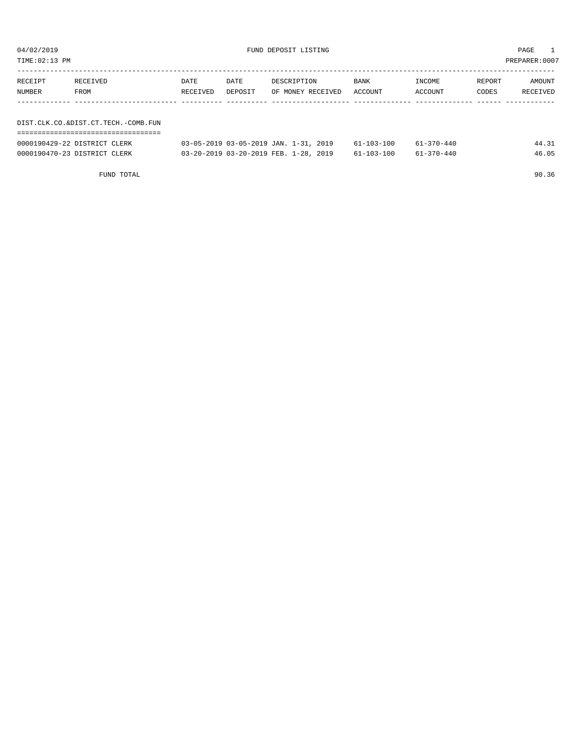04/02/2019 FUND DEPOSIT LISTING

TIME:02:13 PM PREPARER:0007

| RECEIPT NUMBER | RECEIVED FROM | DATE RECEIVED | DATE DEPOSIT | DESCRIPTION OF MONEY RECEIVED | BANK ACCOUNT | INCOME ACCOUNT | REPORT CODES | AMOUNT RECEIVED |
|---|---|---|---|---|---|---|---|---|

DIST.CLK.CO.&DIST.CT.TECH.-COMB.FUN

| RECEIPT NUMBER | RECEIVED FROM | DATE RECEIVED | DATE DEPOSIT | DESCRIPTION OF MONEY RECEIVED | BANK ACCOUNT | INCOME ACCOUNT | REPORT CODES | AMOUNT RECEIVED |
|---|---|---|---|---|---|---|---|---|
| 0000190429-22 | DISTRICT CLERK | 03-05-2019 | 03-05-2019 | JAN. 1-31, 2019 | 61-103-100 | 61-370-440 | | 44.31 |
| 0000190470-23 | DISTRICT CLERK | 03-20-2019 | 03-20-2019 | FEB. 1-28, 2019 | 61-103-100 | 61-370-440 | | 46.05 |
| | FUND TOTAL | | | | | | | 90.36 |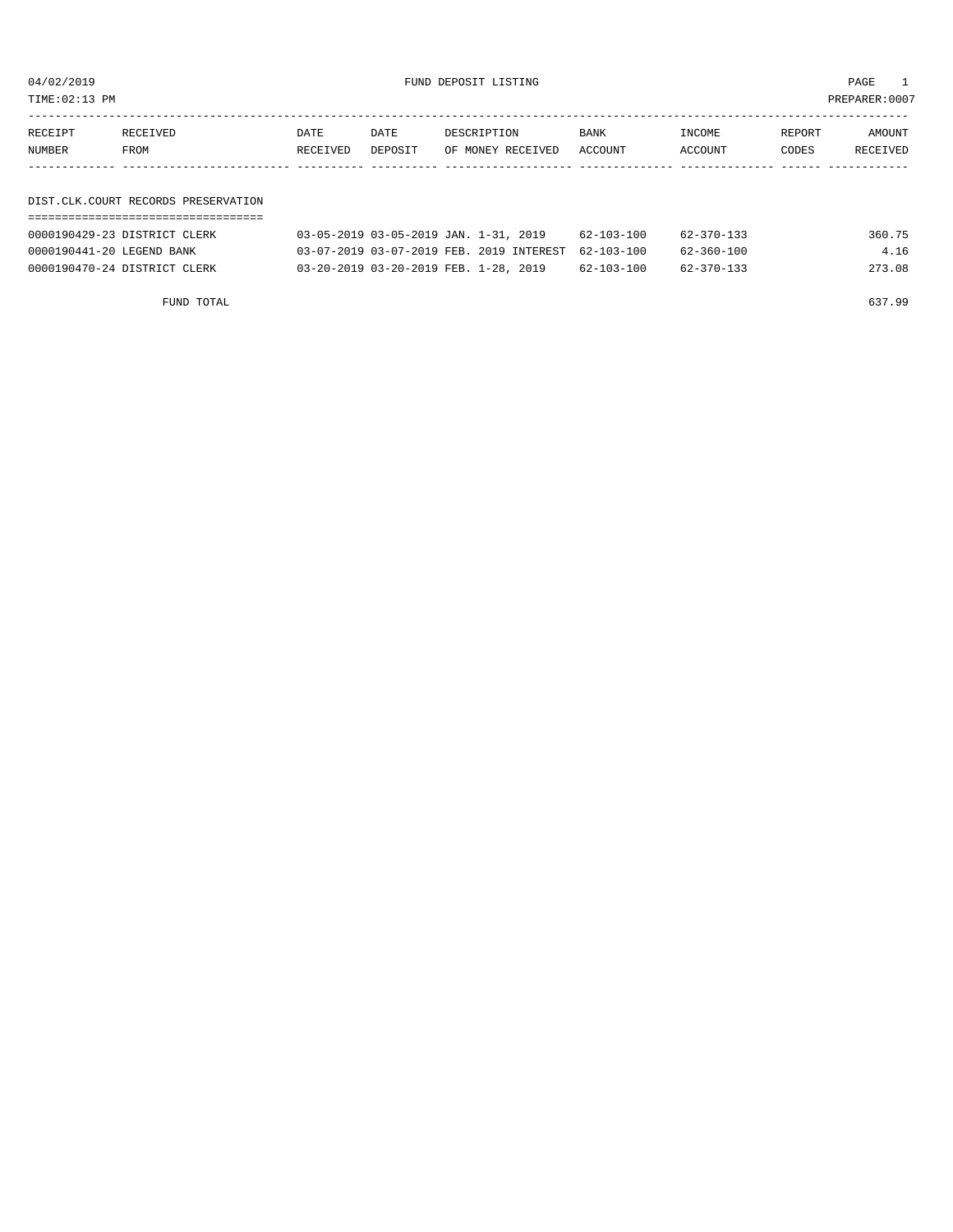04/02/2019 FUND DEPOSIT LISTING PAGE 1

TIME:02:13 PM PREPARER:0007

| RECEIPT NUMBER | RECEIVED FROM | DATE RECEIVED | DATE DEPOSIT | DESCRIPTION OF MONEY RECEIVED | BANK ACCOUNT | INCOME ACCOUNT | REPORT CODES | AMOUNT RECEIVED |
|---|---|---|---|---|---|---|---|---|

## DIST.CLK.COURT RECORDS PRESERVATION

| RECEIPT NUMBER | RECEIVED FROM | DATE RECEIVED | DATE DEPOSIT | DESCRIPTION OF MONEY RECEIVED | BANK ACCOUNT | INCOME ACCOUNT | REPORT CODES | AMOUNT RECEIVED |
|---|---|---|---|---|---|---|---|---|
| 0000190429-23 | DISTRICT CLERK | 03-05-2019 | 03-05-2019 | JAN. 1-31, 2019 | 62-103-100 | 62-370-133 | | 360.75 |
| 0000190441-20 | LEGEND BANK | 03-07-2019 | 03-07-2019 | FEB. 2019 INTEREST | 62-103-100 | 62-360-100 | | 4.16 |
| 0000190470-24 | DISTRICT CLERK | 03-20-2019 | 03-20-2019 | FEB. 1-28, 2019 | 62-103-100 | 62-370-133 | | 273.08 |
| | FUND TOTAL | | | | | | | 637.99 |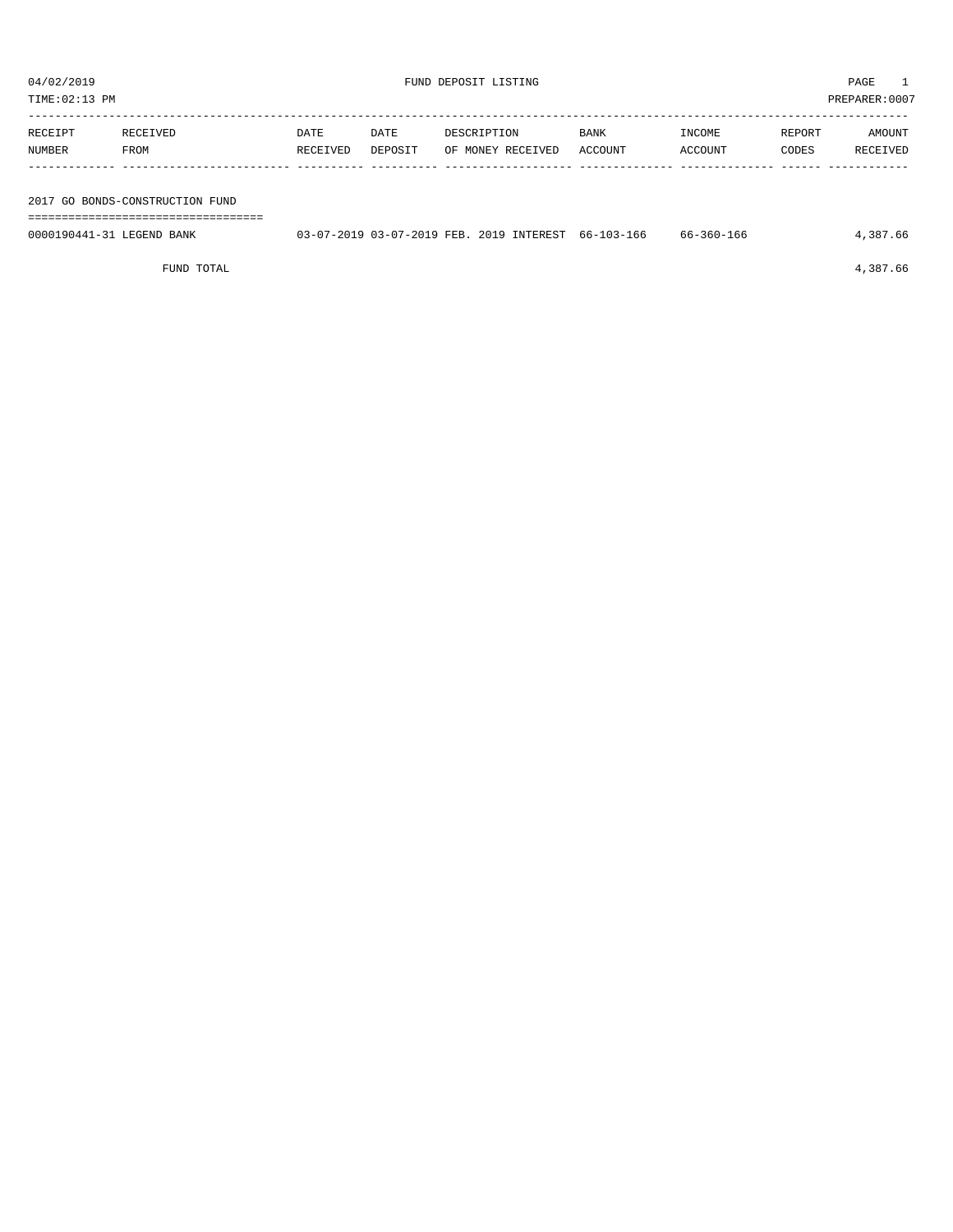04/02/2019 FUND DEPOSIT LISTING PAGE 1

TIME:02:13 PM PREPARER:0007

| RECEIPT NUMBER | RECEIVED FROM | DATE RECEIVED | DATE DEPOSIT | DESCRIPTION OF MONEY RECEIVED | BANK ACCOUNT | INCOME ACCOUNT | REPORT CODES | AMOUNT RECEIVED |
|---|---|---|---|---|---|---|---|---|
| 2017 GO BONDS-CONSTRUCTION FUND | | | | | | | | |
| 0000190441-31 | LEGEND BANK | 03-07-2019 | 03-07-2019 | FEB. 2019 INTEREST | 66-103-166 | 66-360-166 | | 4,387.66 |
| | FUND TOTAL | | | | | | | 4,387.66 |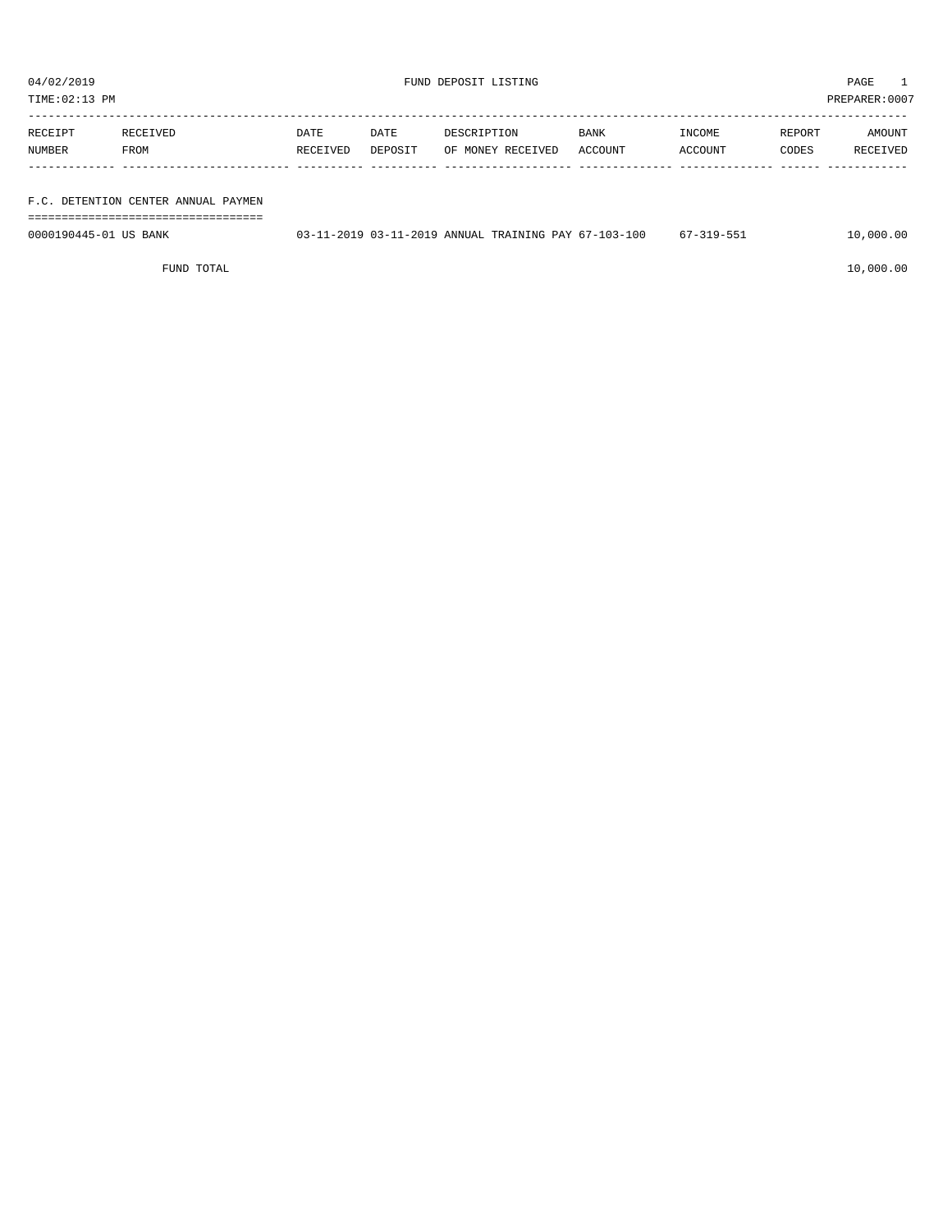04/02/2019 FUND DEPOSIT LISTING

TIME:02:13 PM PREPARER:0007

| RECEIPT NUMBER | RECEIVED FROM | DATE RECEIVED | DATE DEPOSIT | DESCRIPTION OF MONEY RECEIVED | BANK ACCOUNT | INCOME ACCOUNT | REPORT CODES | AMOUNT RECEIVED |
|---|---|---|---|---|---|---|---|---|
| **F.C. DETENTION CENTER ANNUAL PAYMEN** | | | | | | | | |
| 0000190445-01 | US BANK | 03-11-2019 | 03-11-2019 | ANNUAL TRAINING PAY | 67-103-100 | 67-319-551 | | 10,000.00 |
| | FUND TOTAL | | | | | | | 10,000.00 |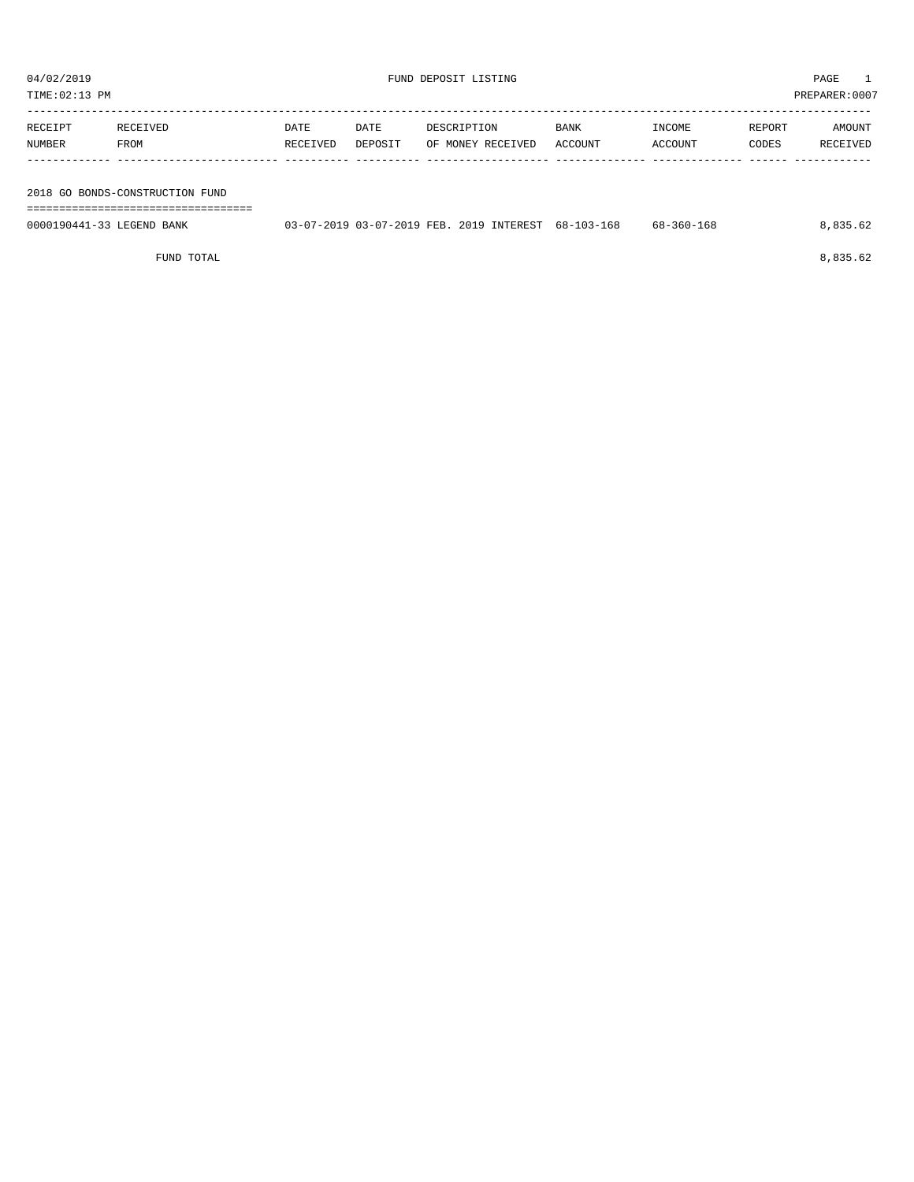04/02/2019 FUND DEPOSIT LISTING PAGE 1
TIME:02:13 PM PREPARER:0007

| RECEIPT NUMBER | RECEIVED FROM | DATE RECEIVED | DATE DEPOSIT | DESCRIPTION OF MONEY RECEIVED | BANK ACCOUNT | INCOME ACCOUNT | REPORT CODES | AMOUNT RECEIVED |
|---|---|---|---|---|---|---|---|---|
| **2018 GO BONDS-CONSTRUCTION FUND** | | | | | | | | |
| 0000190441-33 | LEGEND BANK | 03-07-2019 | 03-07-2019 | FEB. 2019 INTEREST | 68-103-168 | 68-360-168 | | 8,835.62 |
| | FUND TOTAL | | | | | | | 8,835.62 |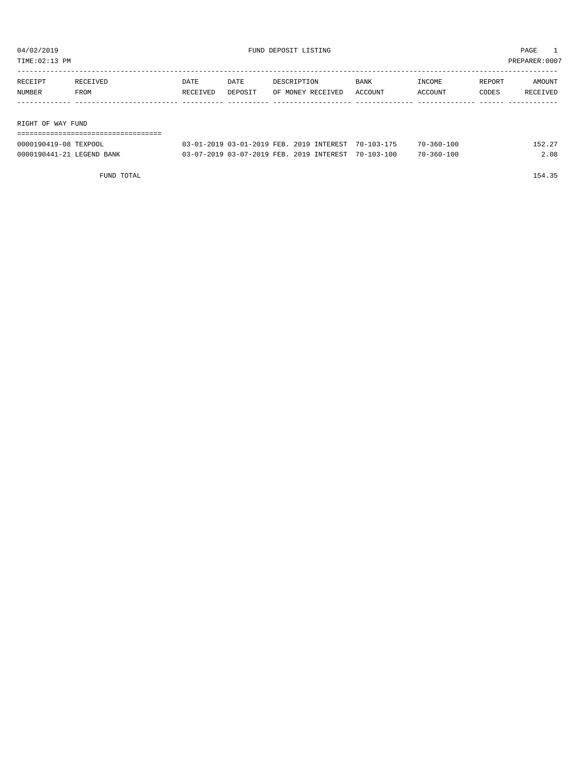04/02/2019 FUND DEPOSIT LISTING PAGE 1
TIME:02:13 PM PREPARER:0007

| RECEIPT NUMBER | RECEIVED FROM | DATE RECEIVED | DATE DEPOSIT | DESCRIPTION OF MONEY RECEIVED | BANK ACCOUNT | INCOME ACCOUNT | REPORT CODES | AMOUNT RECEIVED |
|---|---|---|---|---|---|---|---|---|

RIGHT OF WAY FUND

| RECEIPT NUMBER | RECEIVED FROM | DATE RECEIVED | DATE DEPOSIT | DESCRIPTION OF MONEY RECEIVED | BANK ACCOUNT | INCOME ACCOUNT | REPORT CODES | AMOUNT RECEIVED |
|---|---|---|---|---|---|---|---|---|
| 0000190419-08 | TEXPOOL | 03-01-2019 | 03-01-2019 | FEB. 2019 INTEREST | 70-103-175 | 70-360-100 | | 152.27 |
| 0000190441-21 | LEGEND BANK | 03-07-2019 | 03-07-2019 | FEB. 2019 INTEREST | 70-103-100 | 70-360-100 | | 2.08 |
| | FUND TOTAL | | | | | | | 154.35 |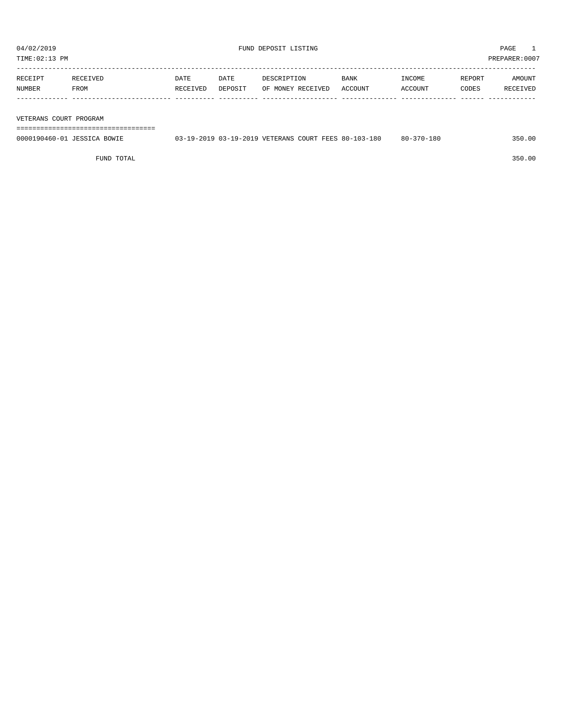04/02/2019 FUND DEPOSIT LISTING

TIME:02:13 PM PREPARER:0007

| RECEIPT NUMBER | RECEIVED FROM | DATE RECEIVED | DATE DEPOSIT | DESCRIPTION OF MONEY RECEIVED | BANK ACCOUNT | INCOME ACCOUNT | REPORT CODES | AMOUNT RECEIVED |
|---|---|---|---|---|---|---|---|---|
| **VETERANS COURT PROGRAM** | | | | | | | | |
| 0000190460-01 | JESSICA BOWIE | 03-19-2019 | 03-19-2019 | VETERANS COURT FEES | 80-103-180 | 80-370-180 | | 350.00 |
| | FUND TOTAL | | | | | | | 350.00 |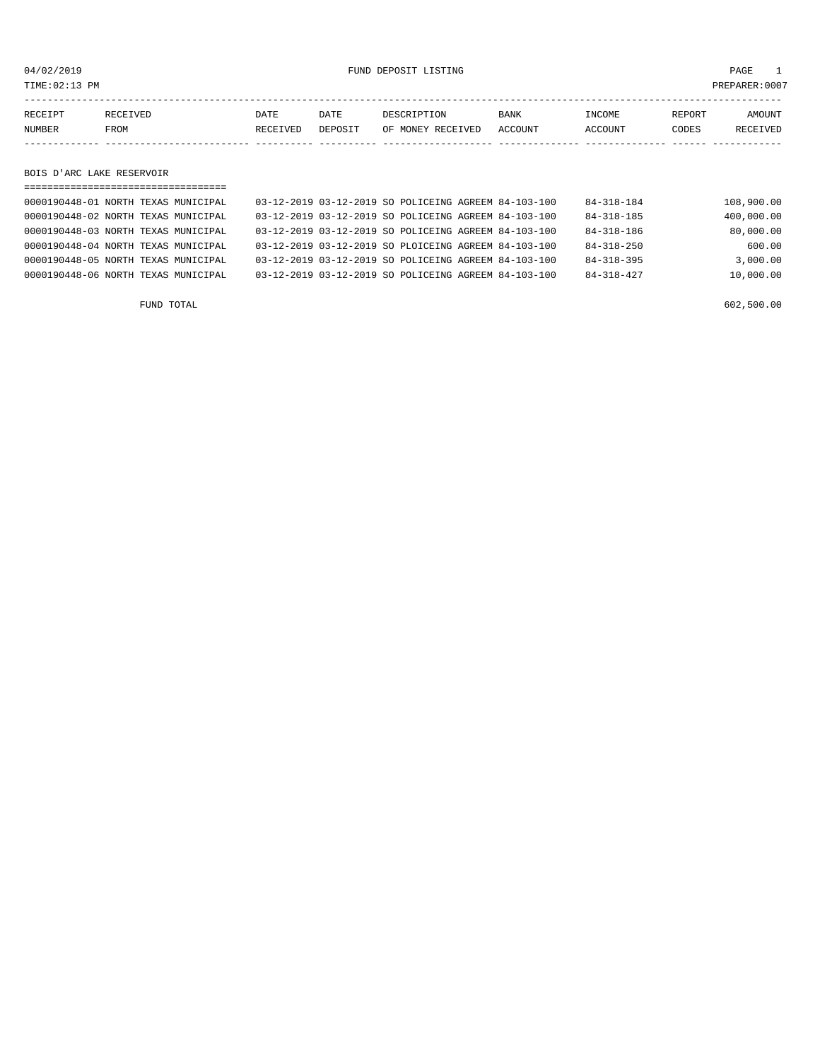04/02/2019 FUND DEPOSIT LISTING

TIME:02:13 PM PREPARER:0007

| RECEIPT NUMBER | RECEIVED FROM | DATE RECEIVED | DATE DEPOSIT | DESCRIPTION OF MONEY RECEIVED | BANK ACCOUNT | INCOME ACCOUNT | REPORT CODES | AMOUNT RECEIVED |
|---|---|---|---|---|---|---|---|---|

## BOIS D'ARC LAKE RESERVOIR

| RECEIPT NUMBER | RECEIVED FROM | DATE RECEIVED | DATE DEPOSIT | DESCRIPTION OF MONEY RECEIVED | BANK ACCOUNT | INCOME ACCOUNT | REPORT CODES | AMOUNT RECEIVED |
|---|---|---|---|---|---|---|---|---|
| 0000190448-01 | NORTH TEXAS MUNICIPAL | 03-12-2019 | 03-12-2019 | SO POLICEING AGREEM | 84-103-100 | 84-318-184 | | 108,900.00 |
| 0000190448-02 | NORTH TEXAS MUNICIPAL | 03-12-2019 | 03-12-2019 | SO POLICEING AGREEM | 84-103-100 | 84-318-185 | | 400,000.00 |
| 0000190448-03 | NORTH TEXAS MUNICIPAL | 03-12-2019 | 03-12-2019 | SO POLICEING AGREEM | 84-103-100 | 84-318-186 | | 80,000.00 |
| 0000190448-04 | NORTH TEXAS MUNICIPAL | 03-12-2019 | 03-12-2019 | SO PLOICEING AGREEM | 84-103-100 | 84-318-250 | | 600.00 |
| 0000190448-05 | NORTH TEXAS MUNICIPAL | 03-12-2019 | 03-12-2019 | SO POLICEING AGREEM | 84-103-100 | 84-318-395 | | 3,000.00 |
| 0000190448-06 | NORTH TEXAS MUNICIPAL | 03-12-2019 | 03-12-2019 | SO POLICEING AGREEM | 84-103-100 | 84-318-427 | | 10,000.00 |

FUND TOTAL 602,500.00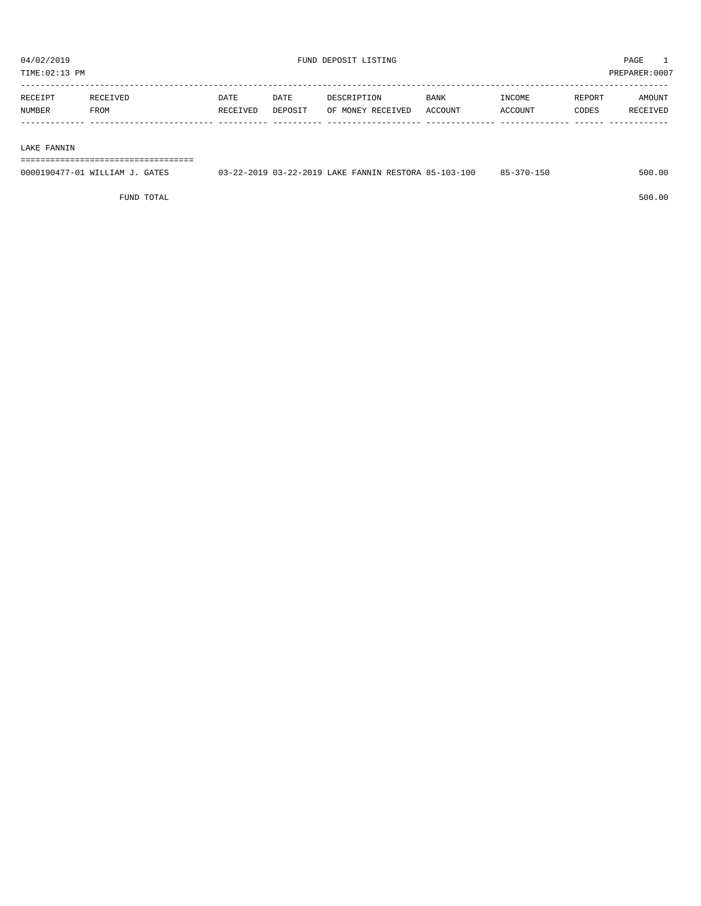04/02/2019 FUND DEPOSIT LISTING PAGE 1
TIME:02:13 PM PREPARER:0007

| RECEIPT NUMBER | RECEIVED FROM | DATE RECEIVED | DATE DEPOSIT | DESCRIPTION OF MONEY RECEIVED | BANK ACCOUNT | INCOME ACCOUNT | REPORT CODES | AMOUNT RECEIVED |
|---|---|---|---|---|---|---|---|---|
| **LAKE FANNIN** | | | | | | | | |
| 0000190477-01 | WILLIAM J. GATES | 03-22-2019 | 03-22-2019 | LAKE FANNIN RESTORA | 85-103-100 | 85-370-150 | | 500.00 |
| | FUND TOTAL | | | | | | | 500.00 |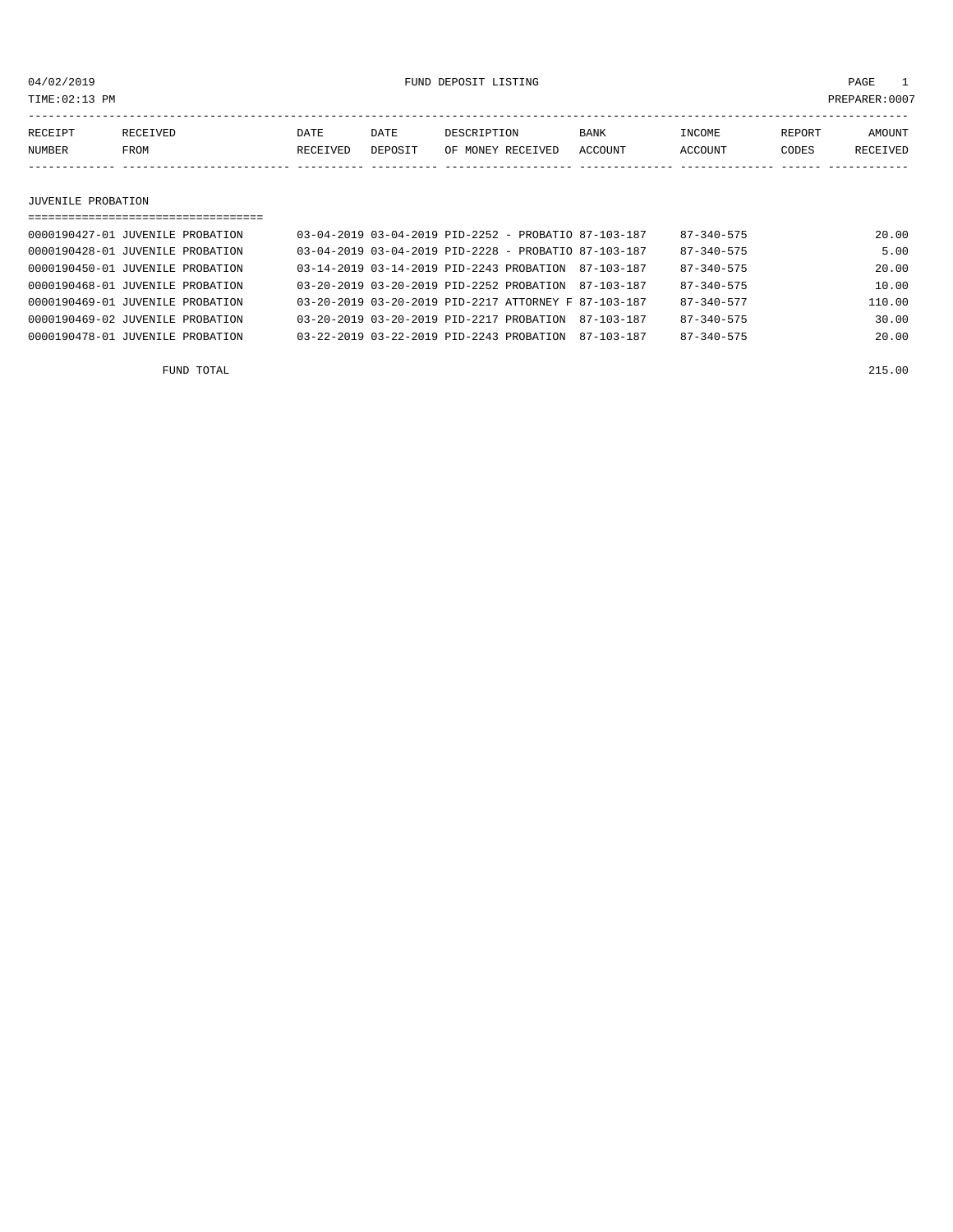04/02/2019 FUND DEPOSIT LISTING

TIME:02:13 PM PREPARER:0007

| RECEIPT NUMBER | RECEIVED FROM | DATE RECEIVED | DATE DEPOSIT | DESCRIPTION OF MONEY RECEIVED | BANK ACCOUNT | INCOME ACCOUNT | REPORT CODES | AMOUNT RECEIVED |
|---|---|---|---|---|---|---|---|---|

## JUVENILE PROBATION

| RECEIPT NUMBER | RECEIVED FROM | DATE RECEIVED | DATE DEPOSIT | DESCRIPTION OF MONEY RECEIVED | BANK ACCOUNT | INCOME ACCOUNT | REPORT CODES | AMOUNT RECEIVED |
|---|---|---|---|---|---|---|---|---|
| 0000190427-01 | JUVENILE PROBATION | 03-04-2019 | 03-04-2019 | PID-2252 - PROBATIO | 87-103-187 | 87-340-575 | | 20.00 |
| 0000190428-01 | JUVENILE PROBATION | 03-04-2019 | 03-04-2019 | PID-2228 - PROBATIO | 87-103-187 | 87-340-575 | | 5.00 |
| 0000190450-01 | JUVENILE PROBATION | 03-14-2019 | 03-14-2019 | PID-2243 PROBATION | 87-103-187 | 87-340-575 | | 20.00 |
| 0000190468-01 | JUVENILE PROBATION | 03-20-2019 | 03-20-2019 | PID-2252 PROBATION | 87-103-187 | 87-340-575 | | 10.00 |
| 0000190469-01 | JUVENILE PROBATION | 03-20-2019 | 03-20-2019 | PID-2217 ATTORNEY F | 87-103-187 | 87-340-577 | | 110.00 |
| 0000190469-02 | JUVENILE PROBATION | 03-20-2019 | 03-20-2019 | PID-2217 PROBATION | 87-103-187 | 87-340-575 | | 30.00 |
| 0000190478-01 | JUVENILE PROBATION | 03-22-2019 | 03-22-2019 | PID-2243 PROBATION | 87-103-187 | 87-340-575 | | 20.00 |

FUND TOTAL 215.00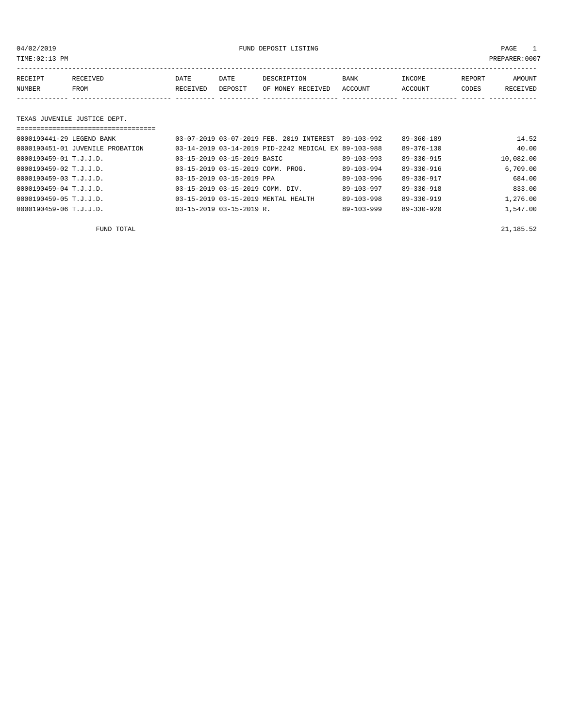04/02/2019 FUND DEPOSIT LISTING PAGE 1

TIME:02:13 PM PREPARER:0007

| RECEIPT NUMBER | RECEIVED FROM | DATE RECEIVED | DATE DEPOSIT | DESCRIPTION OF MONEY RECEIVED | BANK ACCOUNT | INCOME ACCOUNT | REPORT CODES | AMOUNT RECEIVED |
|---|---|---|---|---|---|---|---|---|
| **TEXAS JUVENILE JUSTICE DEPT.** | | | | | | | | |
| 0000190441-29 | LEGEND BANK | 03-07-2019 | 03-07-2019 | FEB. 2019 INTEREST | 89-103-992 | 89-360-189 | | 14.52 |
| 0000190451-01 | JUVENILE PROBATION | 03-14-2019 | 03-14-2019 | PID-2242 MEDICAL EX | 89-103-988 | 89-370-130 | | 40.00 |
| 0000190459-01 | T.J.J.D. | 03-15-2019 | 03-15-2019 | BASIC | 89-103-993 | 89-330-915 | | 10,082.00 |
| 0000190459-02 | T.J.J.D. | 03-15-2019 | 03-15-2019 | COMM. PROG. | 89-103-994 | 89-330-916 | | 6,709.00 |
| 0000190459-03 | T.J.J.D. | 03-15-2019 | 03-15-2019 | PPA | 89-103-996 | 89-330-917 | | 684.00 |
| 0000190459-04 | T.J.J.D. | 03-15-2019 | 03-15-2019 | COMM. DIV. | 89-103-997 | 89-330-918 | | 833.00 |
| 0000190459-05 | T.J.J.D. | 03-15-2019 | 03-15-2019 | MENTAL HEALTH | 89-103-998 | 89-330-919 | | 1,276.00 |
| 0000190459-06 | T.J.J.D. | 03-15-2019 | 03-15-2019 | R. | 89-103-999 | 89-330-920 | | 1,547.00 |
| | FUND TOTAL | | | | | | | 21,185.52 |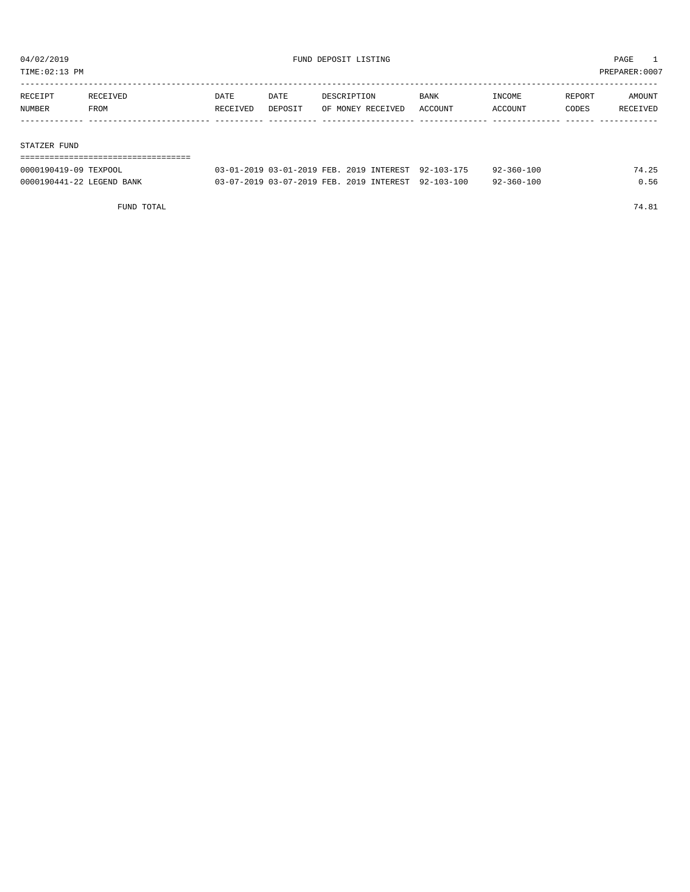04/02/2019 FUND DEPOSIT LISTING PAGE 1

TIME:02:13 PM PREPARER:0007

| RECEIPT NUMBER | RECEIVED FROM | DATE RECEIVED | DATE DEPOSIT | DESCRIPTION OF MONEY RECEIVED | BANK ACCOUNT | INCOME ACCOUNT | REPORT CODES | AMOUNT RECEIVED |
|---|---|---|---|---|---|---|---|---|
| **STATZER FUND** | | | | | | | | |
| 0000190419-09 | TEXPOOL | 03-01-2019 | 03-01-2019 | FEB. 2019 INTEREST | 92-103-175 | 92-360-100 | | 74.25 |
| 0000190441-22 | LEGEND BANK | 03-07-2019 | 03-07-2019 | FEB. 2019 INTEREST | 92-103-100 | 92-360-100 | | 0.56 |
| | FUND TOTAL | | | | | | | 74.81 |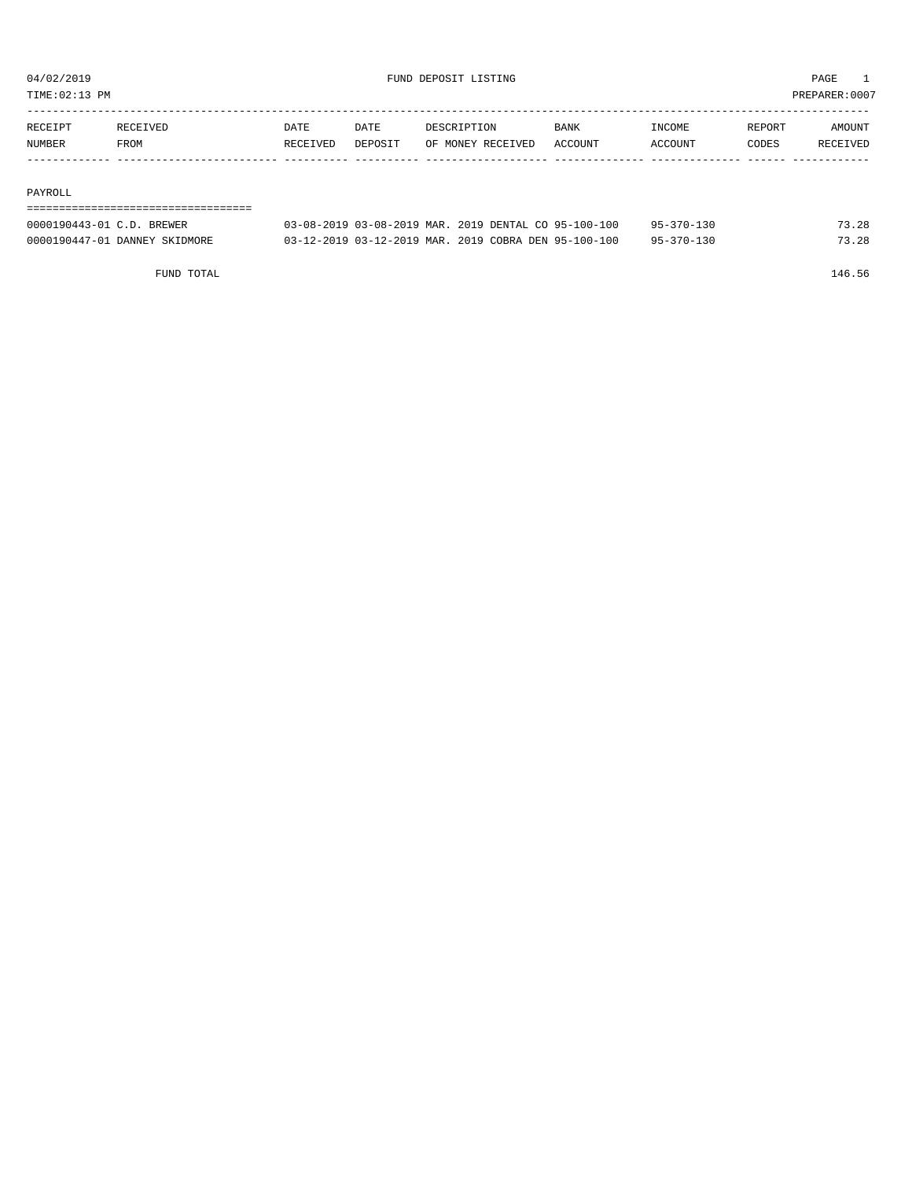04/02/2019 FUND DEPOSIT LISTING PAGE 1

TIME:02:13 PM PREPARER:0007

| RECEIPT NUMBER | RECEIVED FROM | DATE RECEIVED | DATE DEPOSIT | DESCRIPTION OF MONEY RECEIVED | BANK ACCOUNT | INCOME ACCOUNT | REPORT CODES | AMOUNT RECEIVED |
|---|---|---|---|---|---|---|---|---|

PAYROLL

| RECEIPT NUMBER | RECEIVED FROM | DATE RECEIVED | DATE DEPOSIT | DESCRIPTION OF MONEY RECEIVED | BANK ACCOUNT | INCOME ACCOUNT | REPORT CODES | AMOUNT RECEIVED |
|---|---|---|---|---|---|---|---|---|
| 0000190443-01 | C.D. BREWER | 03-08-2019 | 03-08-2019 | MAR. 2019 DENTAL CO | 95-100-100 | 95-370-130 | | 73.28 |
| 0000190447-01 | DANNEY SKIDMORE | 03-12-2019 | 03-12-2019 | MAR. 2019 COBRA DEN | 95-100-100 | 95-370-130 | | 73.28 |
| | FUND TOTAL | | | | | | | 146.56 |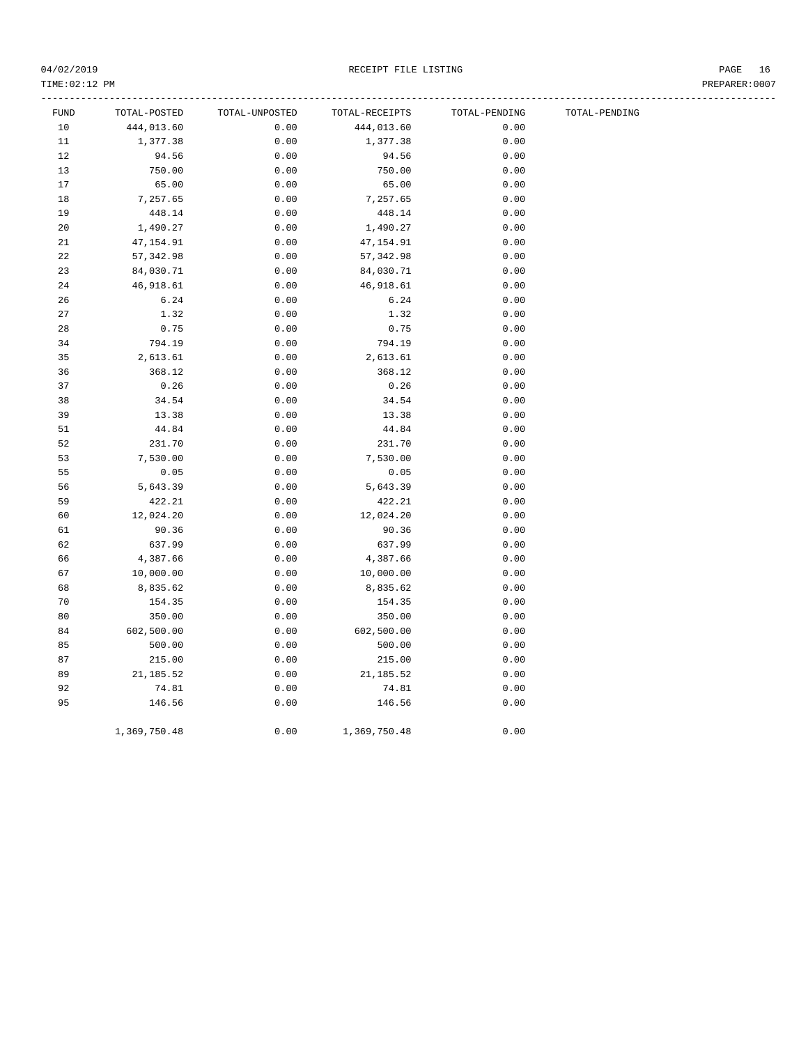04/02/2019 RECEIPT FILE LISTING PAGE 16

TIME:02:12 PM PREPARER:0007

| FUND | TOTAL-POSTED | TOTAL-UNPOSTED | TOTAL-RECEIPTS | TOTAL-PENDING | TOTAL-PENDING |
|---|---|---|---|---|---|
| 10 | 444,013.60 | 0.00 | 444,013.60 | 0.00 | |
| 11 | 1,377.38 | 0.00 | 1,377.38 | 0.00 | |
| 12 | 94.56 | 0.00 | 94.56 | 0.00 | |
| 13 | 750.00 | 0.00 | 750.00 | 0.00 | |
| 17 | 65.00 | 0.00 | 65.00 | 0.00 | |
| 18 | 7,257.65 | 0.00 | 7,257.65 | 0.00 | |
| 19 | 448.14 | 0.00 | 448.14 | 0.00 | |
| 20 | 1,490.27 | 0.00 | 1,490.27 | 0.00 | |
| 21 | 47,154.91 | 0.00 | 47,154.91 | 0.00 | |
| 22 | 57,342.98 | 0.00 | 57,342.98 | 0.00 | |
| 23 | 84,030.71 | 0.00 | 84,030.71 | 0.00 | |
| 24 | 46,918.61 | 0.00 | 46,918.61 | 0.00 | |
| 26 | 6.24 | 0.00 | 6.24 | 0.00 | |
| 27 | 1.32 | 0.00 | 1.32 | 0.00 | |
| 28 | 0.75 | 0.00 | 0.75 | 0.00 | |
| 34 | 794.19 | 0.00 | 794.19 | 0.00 | |
| 35 | 2,613.61 | 0.00 | 2,613.61 | 0.00 | |
| 36 | 368.12 | 0.00 | 368.12 | 0.00 | |
| 37 | 0.26 | 0.00 | 0.26 | 0.00 | |
| 38 | 34.54 | 0.00 | 34.54 | 0.00 | |
| 39 | 13.38 | 0.00 | 13.38 | 0.00 | |
| 51 | 44.84 | 0.00 | 44.84 | 0.00 | |
| 52 | 231.70 | 0.00 | 231.70 | 0.00 | |
| 53 | 7,530.00 | 0.00 | 7,530.00 | 0.00 | |
| 55 | 0.05 | 0.00 | 0.05 | 0.00 | |
| 56 | 5,643.39 | 0.00 | 5,643.39 | 0.00 | |
| 59 | 422.21 | 0.00 | 422.21 | 0.00 | |
| 60 | 12,024.20 | 0.00 | 12,024.20 | 0.00 | |
| 61 | 90.36 | 0.00 | 90.36 | 0.00 | |
| 62 | 637.99 | 0.00 | 637.99 | 0.00 | |
| 66 | 4,387.66 | 0.00 | 4,387.66 | 0.00 | |
| 67 | 10,000.00 | 0.00 | 10,000.00 | 0.00 | |
| 68 | 8,835.62 | 0.00 | 8,835.62 | 0.00 | |
| 70 | 154.35 | 0.00 | 154.35 | 0.00 | |
| 80 | 350.00 | 0.00 | 350.00 | 0.00 | |
| 84 | 602,500.00 | 0.00 | 602,500.00 | 0.00 | |
| 85 | 500.00 | 0.00 | 500.00 | 0.00 | |
| 87 | 215.00 | 0.00 | 215.00 | 0.00 | |
| 89 | 21,185.52 | 0.00 | 21,185.52 | 0.00 | |
| 92 | 74.81 | 0.00 | 74.81 | 0.00 | |
| 95 | 146.56 | 0.00 | 146.56 | 0.00 | |
| | 1,369,750.48 | 0.00 | 1,369,750.48 | 0.00 | |